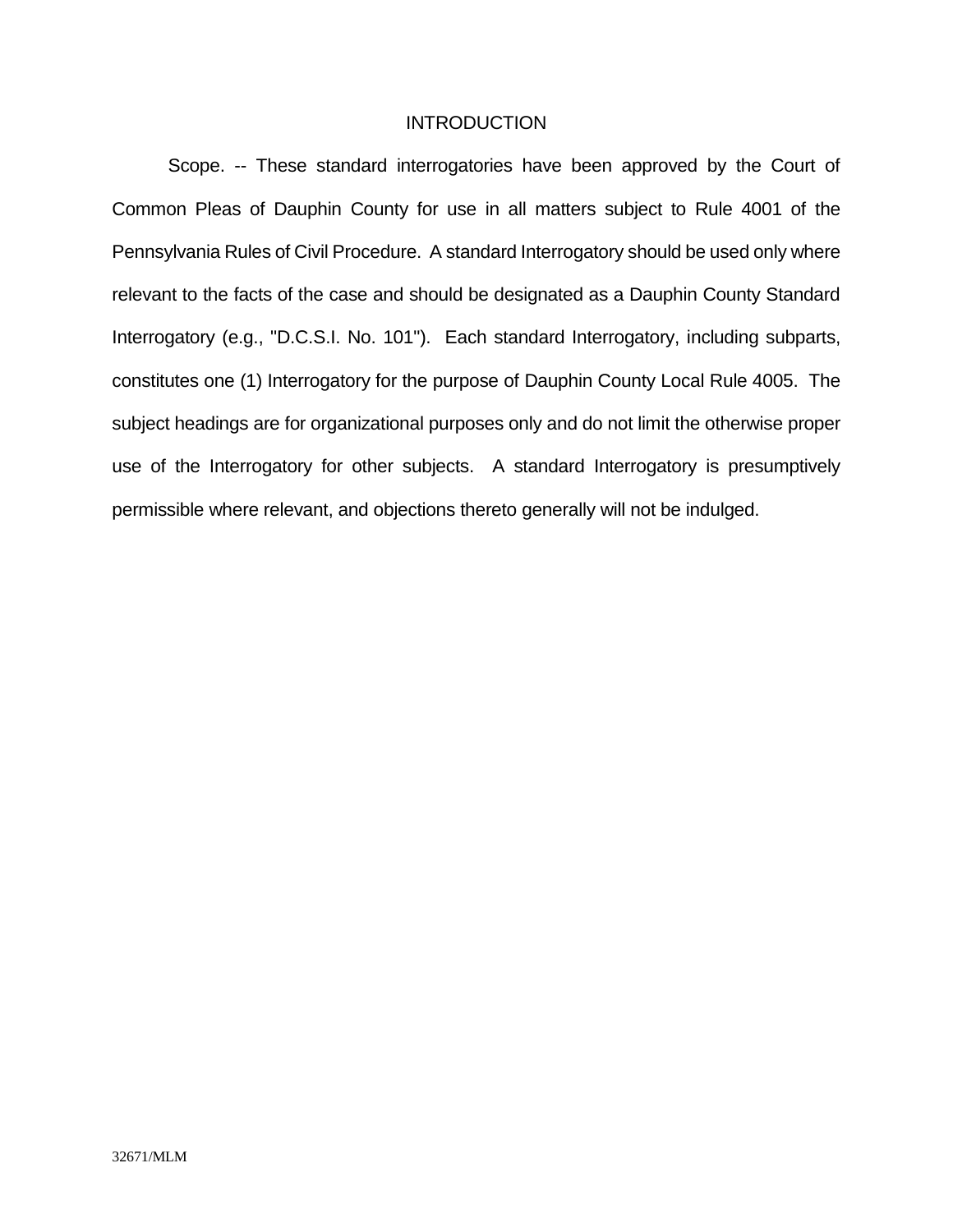# INTRODUCTION

Scope. -- These standard interrogatories have been approved by the Court of Common Pleas of Dauphin County for use in all matters subject to Rule 4001 of the Pennsylvania Rules of Civil Procedure. A standard Interrogatory should be used only where relevant to the facts of the case and should be designated as a Dauphin County Standard Interrogatory (e.g., "D.C.S.I. No. 101"). Each standard Interrogatory, including subparts, constitutes one (1) Interrogatory for the purpose of Dauphin County Local Rule 4005. The subject headings are for organizational purposes only and do not limit the otherwise proper use of the Interrogatory for other subjects. A standard Interrogatory is presumptively permissible where relevant, and objections thereto generally will not be indulged.

32671/MLM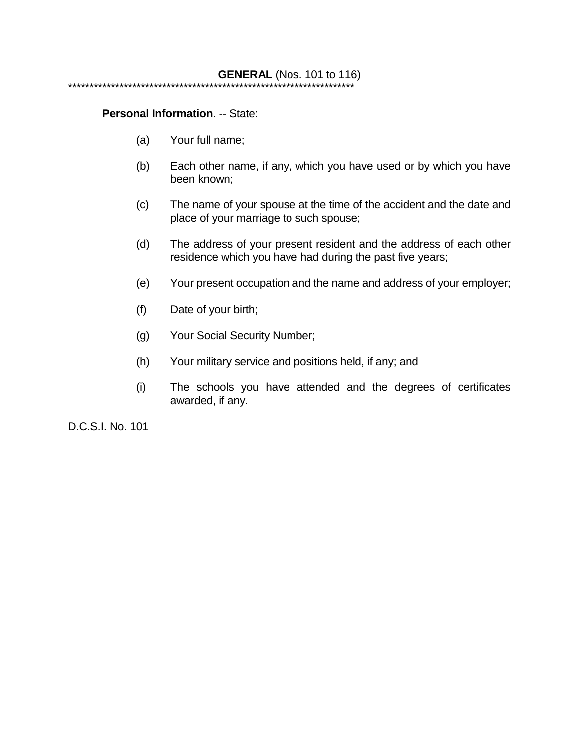## **GENERAL** (Nos. 101 to 116)

**********************************************************************

**Personal Information**. -- State:

(a) Your full name;

(b) Each other name, if any, which you have used or by which you have been known;

(c) The name of your spouse at the time of the accident and the date and place of your marriage to such spouse;

(d) The address of your present resident and the address of each other residence which you have had during the past five years;

(e) Your present occupation and the name and address of your employer;

(f) Date of your birth;

(g) Your Social Security Number;

(h) Your military service and positions held, if any; and

(i) The schools you have attended and the degrees of certificates awarded, if any.

D.C.S.I. No. 101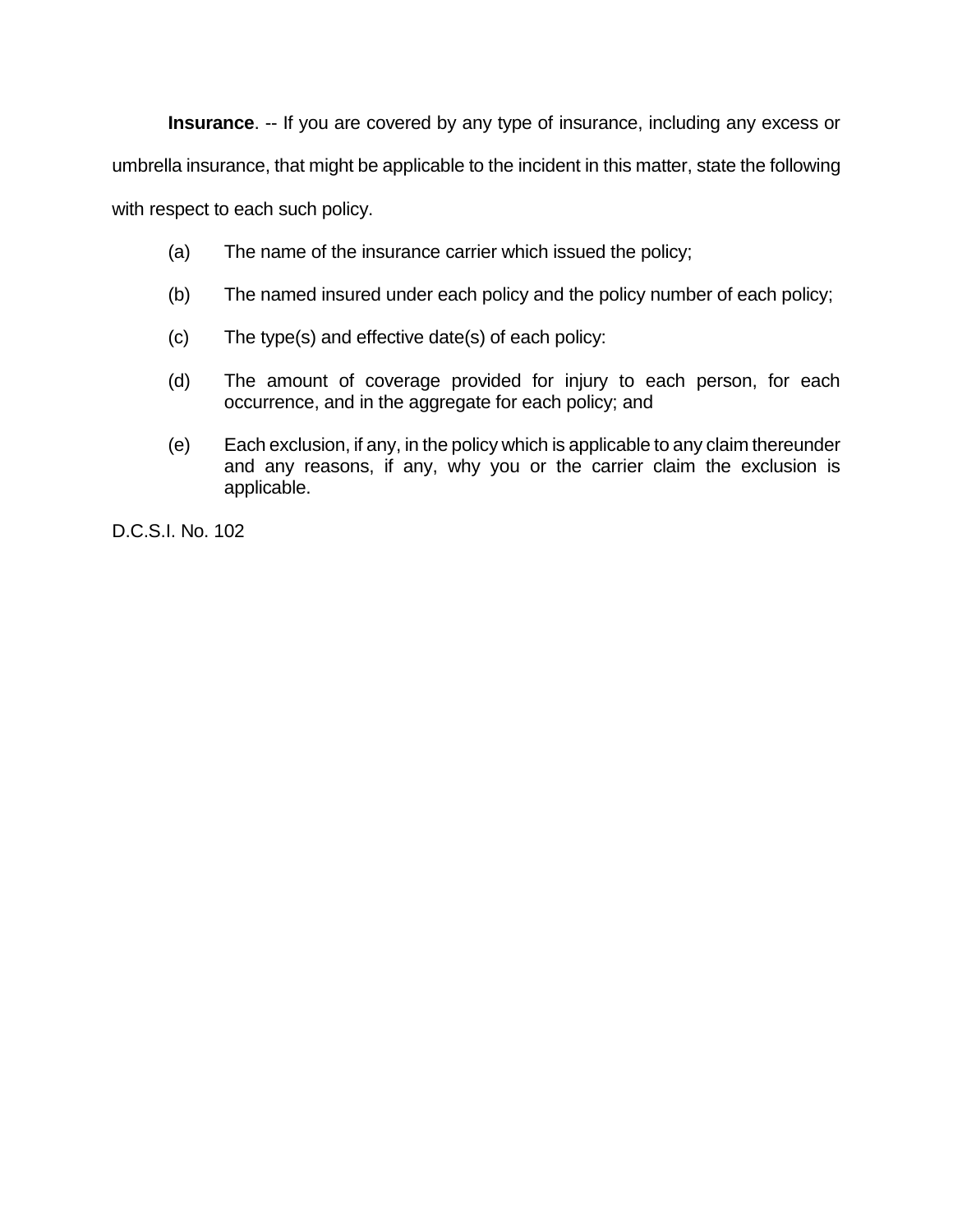**Insurance**. -- If you are covered by any type of insurance, including any excess or umbrella insurance, that might be applicable to the incident in this matter, state the following with respect to each such policy.

(a) The name of the insurance carrier which issued the policy;

(b) The named insured under each policy and the policy number of each policy;

(c) The type(s) and effective date(s) of each policy:

(d) The amount of coverage provided for injury to each person, for each occurrence, and in the aggregate for each policy; and

(e) Each exclusion, if any, in the policy which is applicable to any claim thereunder and any reasons, if any, why you or the carrier claim the exclusion is applicable.

D.C.S.I. No. 102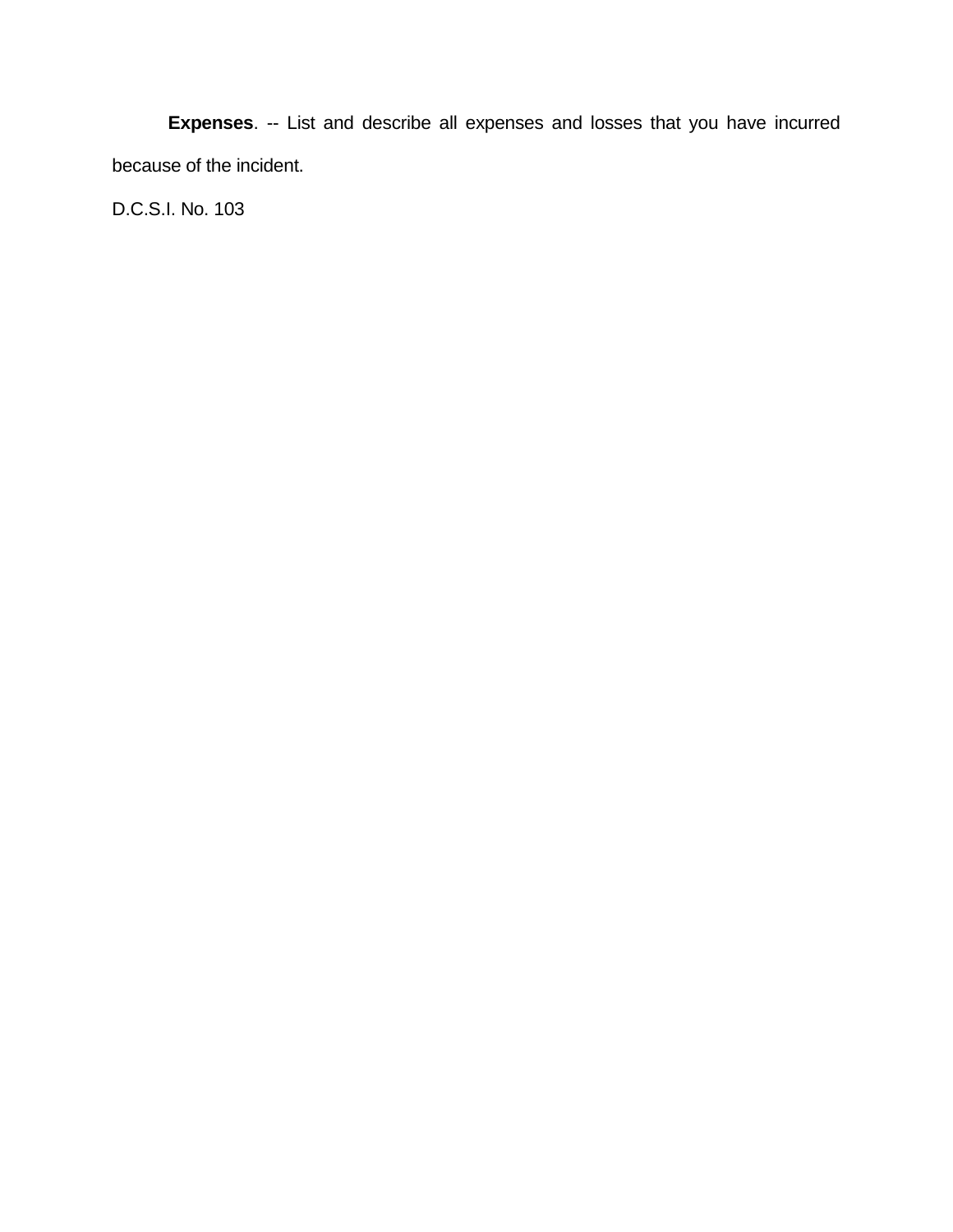**Expenses**. -- List and describe all expenses and losses that you have incurred because of the incident.

D.C.S.I. No. 103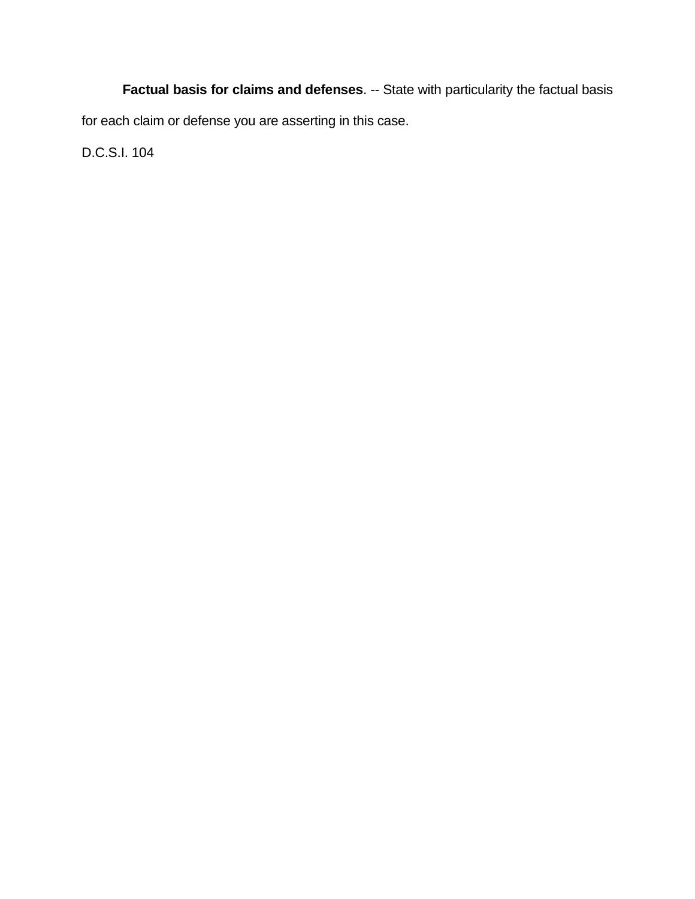**Factual basis for claims and defenses**. -- State with particularity the factual basis for each claim or defense you are asserting in this case.

D.C.S.I. 104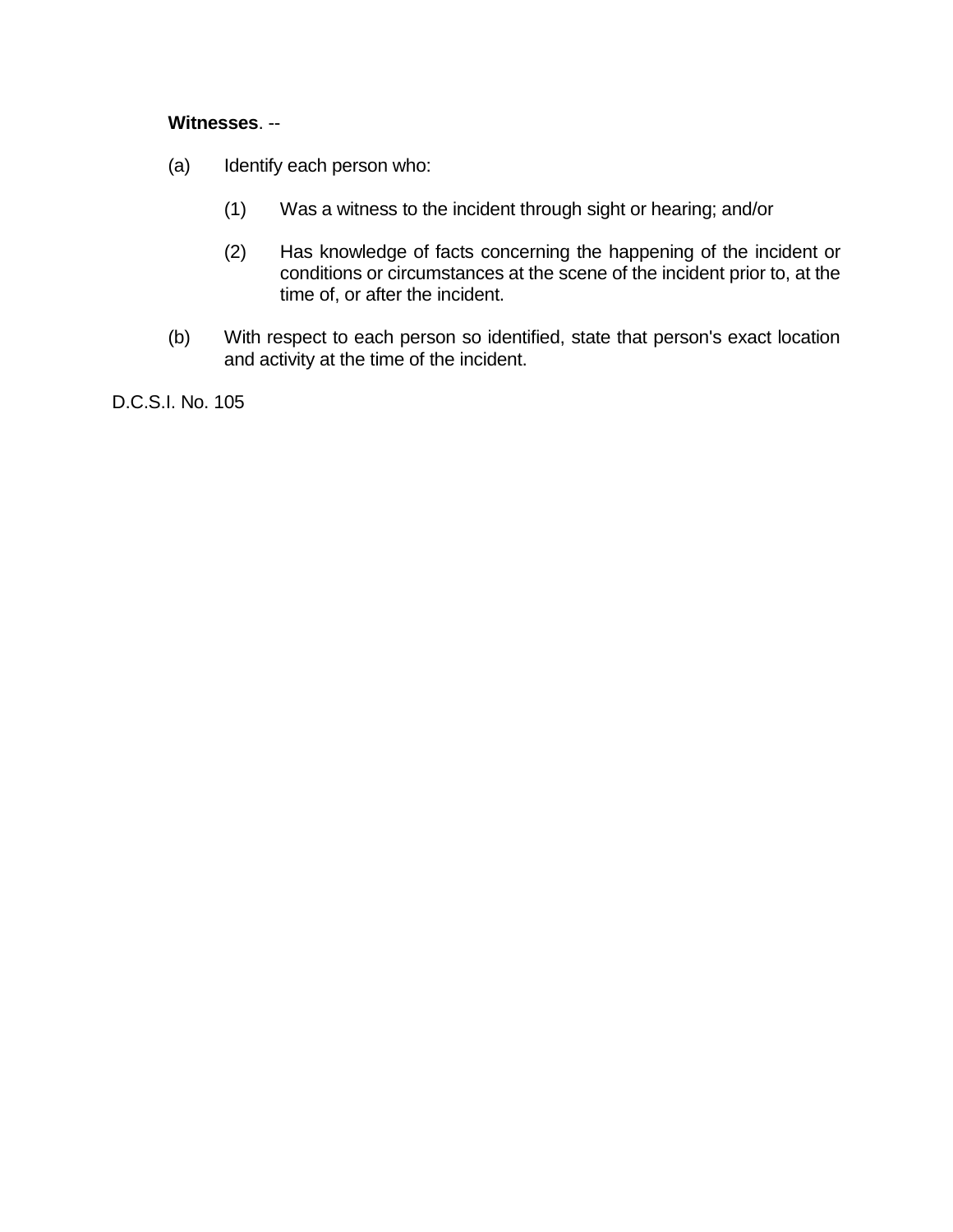**Witnesses**. --

(a) Identify each person who:

(1) Was a witness to the incident through sight or hearing; and/or

(2) Has knowledge of facts concerning the happening of the incident or conditions or circumstances at the scene of the incident prior to, at the time of, or after the incident.

(b) With respect to each person so identified, state that person's exact location and activity at the time of the incident.

D.C.S.I. No. 105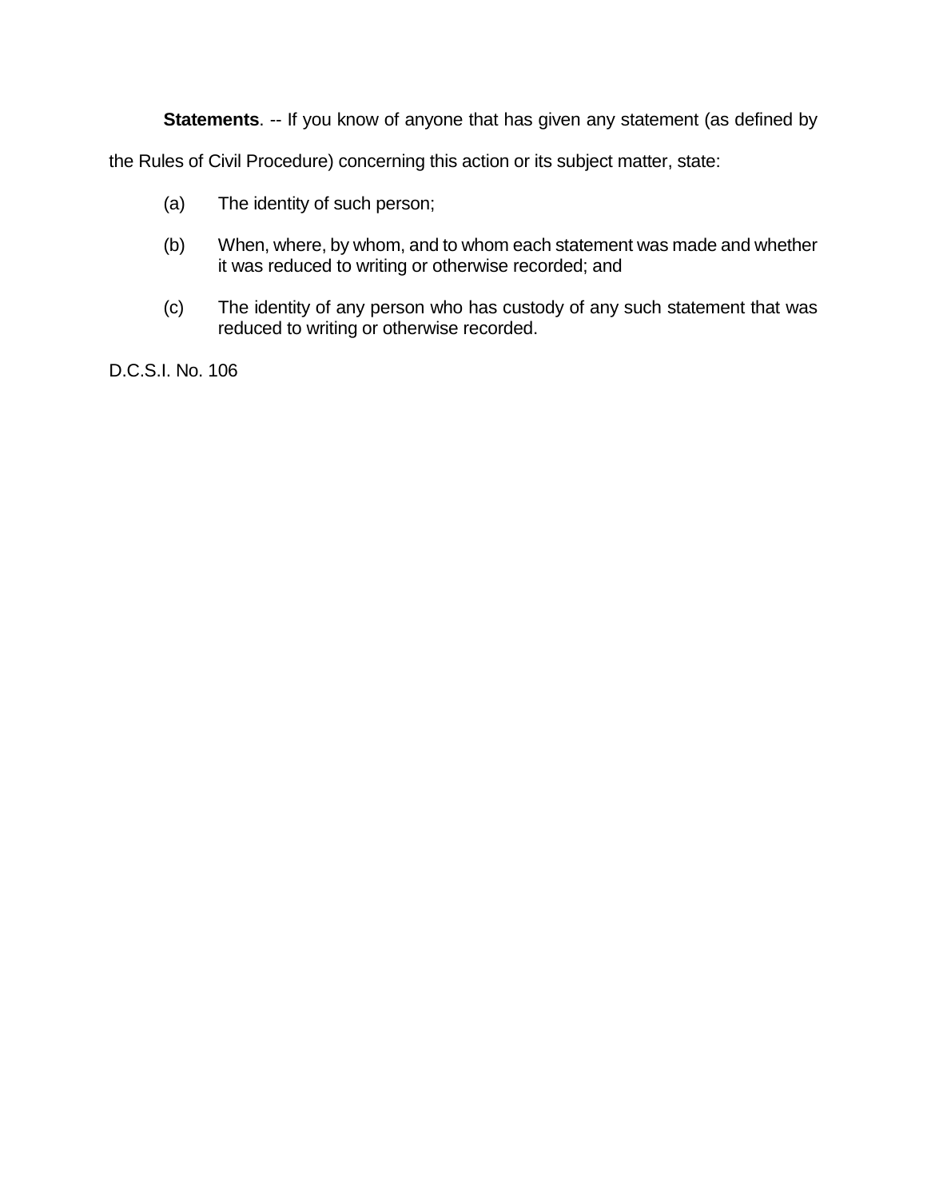**Statements**. -- If you know of anyone that has given any statement (as defined by the Rules of Civil Procedure) concerning this action or its subject matter, state:

(a) The identity of such person;

(b) When, where, by whom, and to whom each statement was made and whether it was reduced to writing or otherwise recorded; and

(c) The identity of any person who has custody of any such statement that was reduced to writing or otherwise recorded.

D.C.S.I. No. 106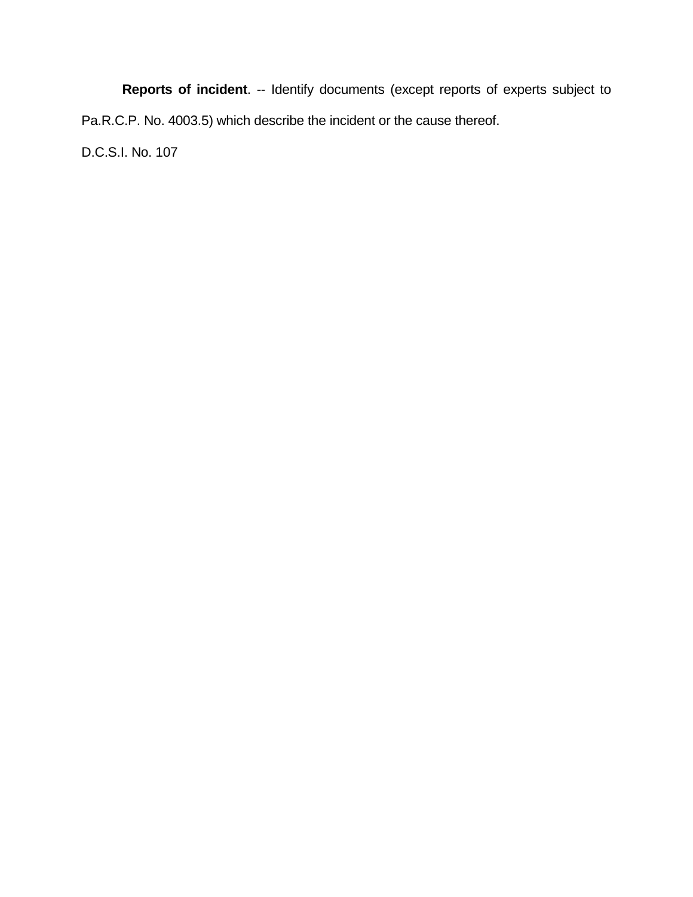**Reports of incident**. -- Identify documents (except reports of experts subject to Pa.R.C.P. No. 4003.5) which describe the incident or the cause thereof.

D.C.S.I. No. 107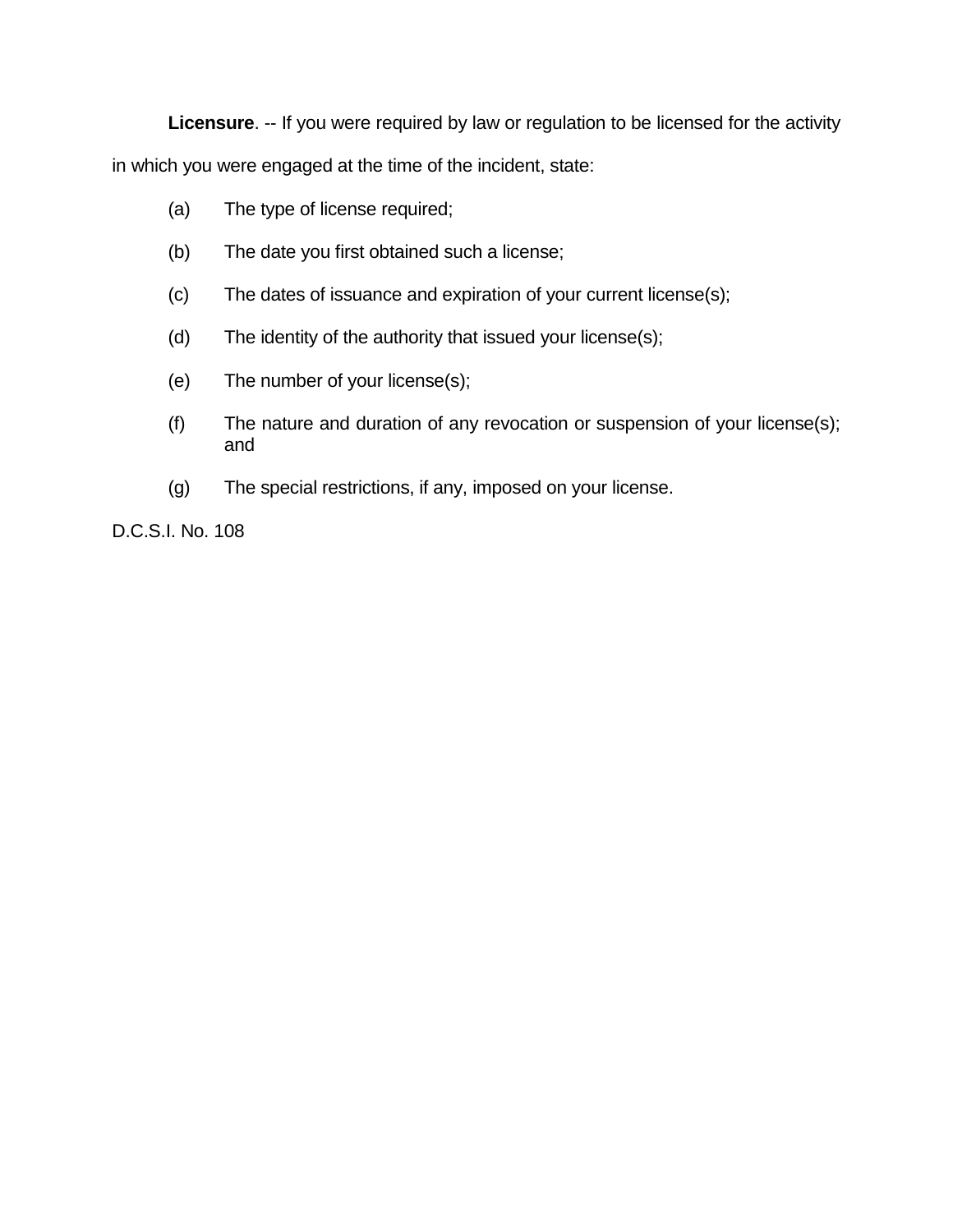**Licensure**. -- If you were required by law or regulation to be licensed for the activity in which you were engaged at the time of the incident, state:

(a) The type of license required;

(b) The date you first obtained such a license;

(c) The dates of issuance and expiration of your current license(s);

(d) The identity of the authority that issued your license(s);

(e) The number of your license(s);

(f) The nature and duration of any revocation or suspension of your license(s); and

(g) The special restrictions, if any, imposed on your license.

D.C.S.I. No. 108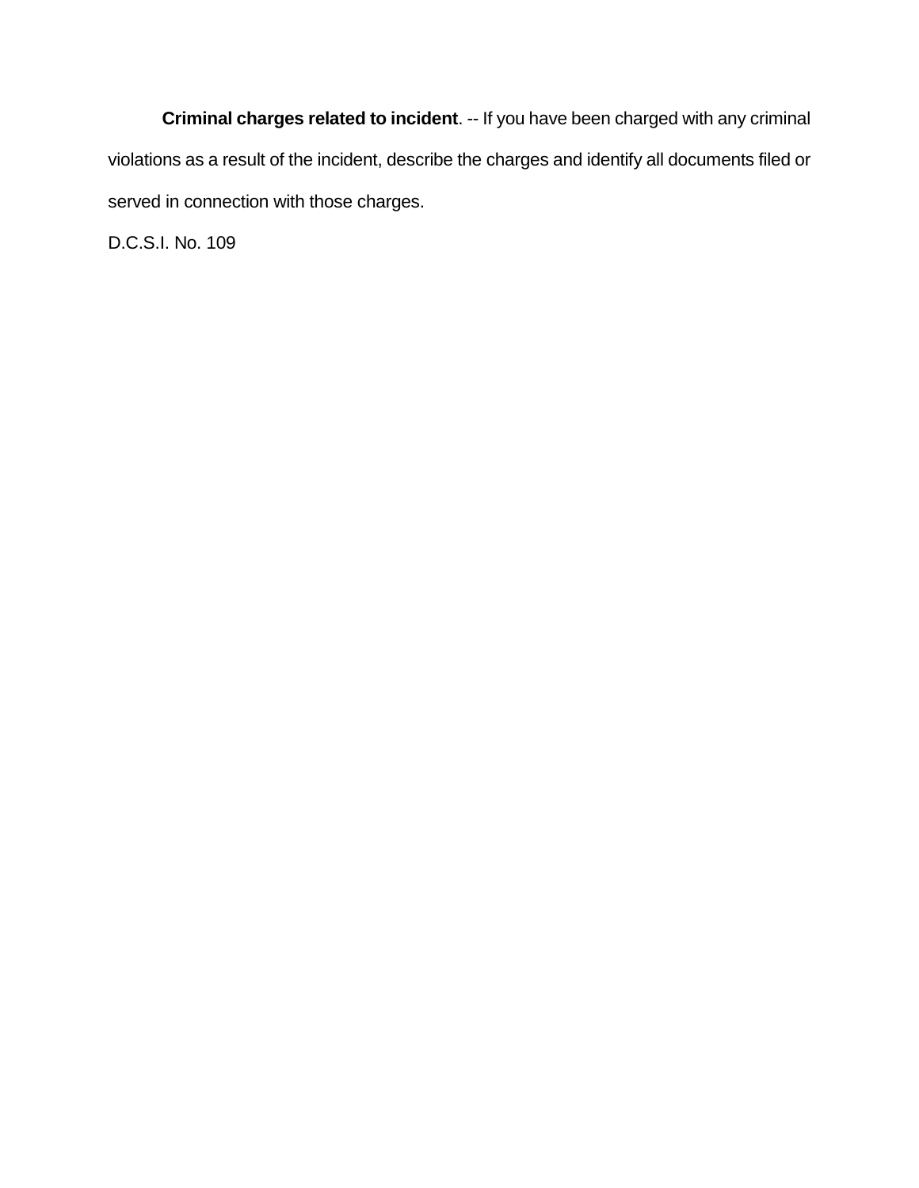**Criminal charges related to incident**. -- If you have been charged with any criminal violations as a result of the incident, describe the charges and identify all documents filed or served in connection with those charges.

D.C.S.I. No. 109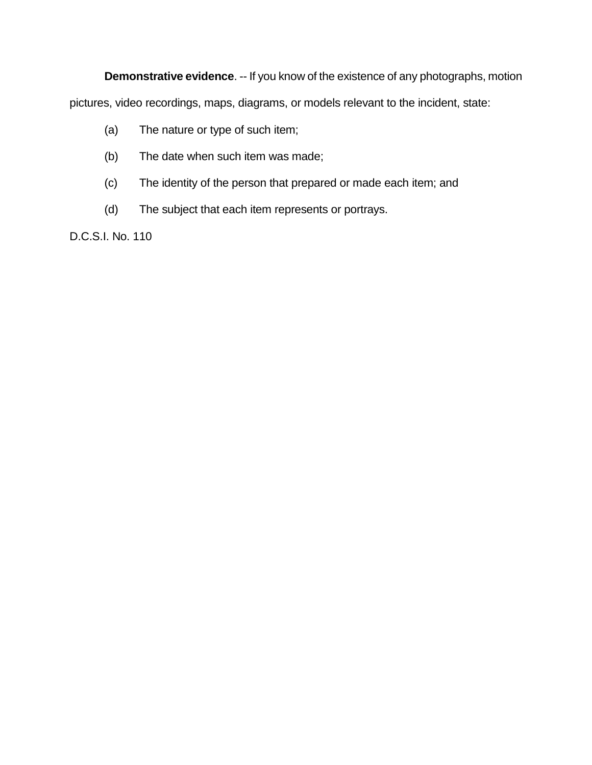**Demonstrative evidence**. -- If you know of the existence of any photographs, motion pictures, video recordings, maps, diagrams, or models relevant to the incident, state:

(a) The nature or type of such item;

(b) The date when such item was made;

(c) The identity of the person that prepared or made each item; and

(d) The subject that each item represents or portrays.

D.C.S.I. No. 110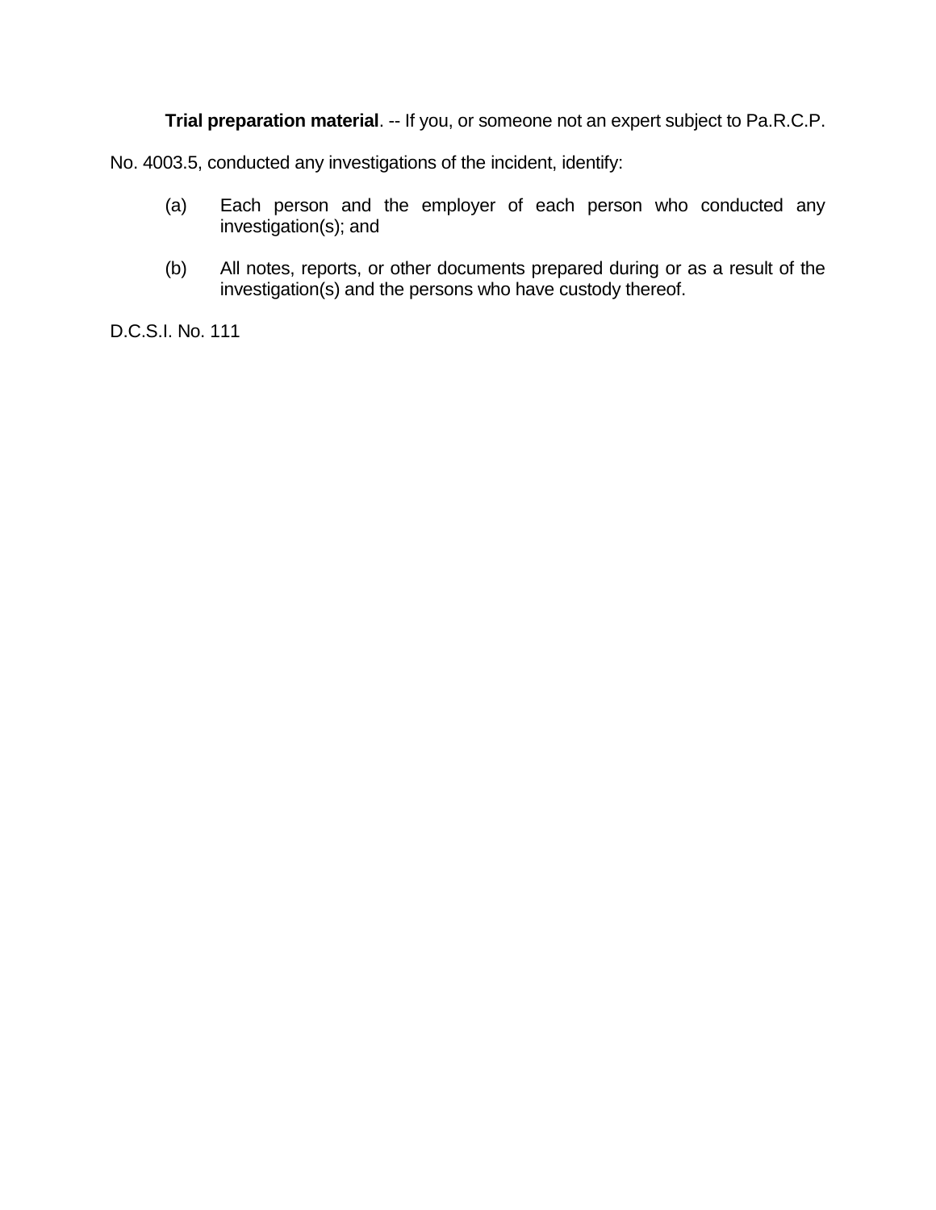**Trial preparation material**. -- If you, or someone not an expert subject to Pa.R.C.P. No. 4003.5, conducted any investigations of the incident, identify:

(a) Each person and the employer of each person who conducted any investigation(s); and

(b) All notes, reports, or other documents prepared during or as a result of the investigation(s) and the persons who have custody thereof.

D.C.S.I. No. 111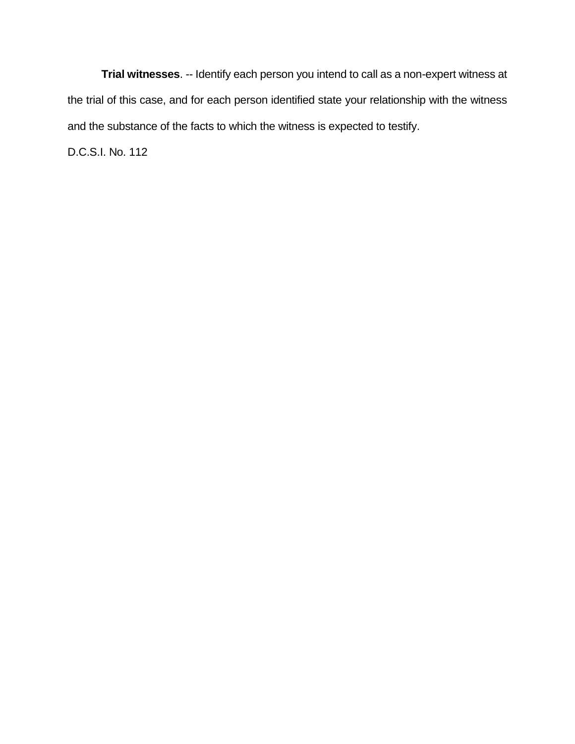**Trial witnesses**. -- Identify each person you intend to call as a non-expert witness at the trial of this case, and for each person identified state your relationship with the witness and the substance of the facts to which the witness is expected to testify.

D.C.S.I. No. 112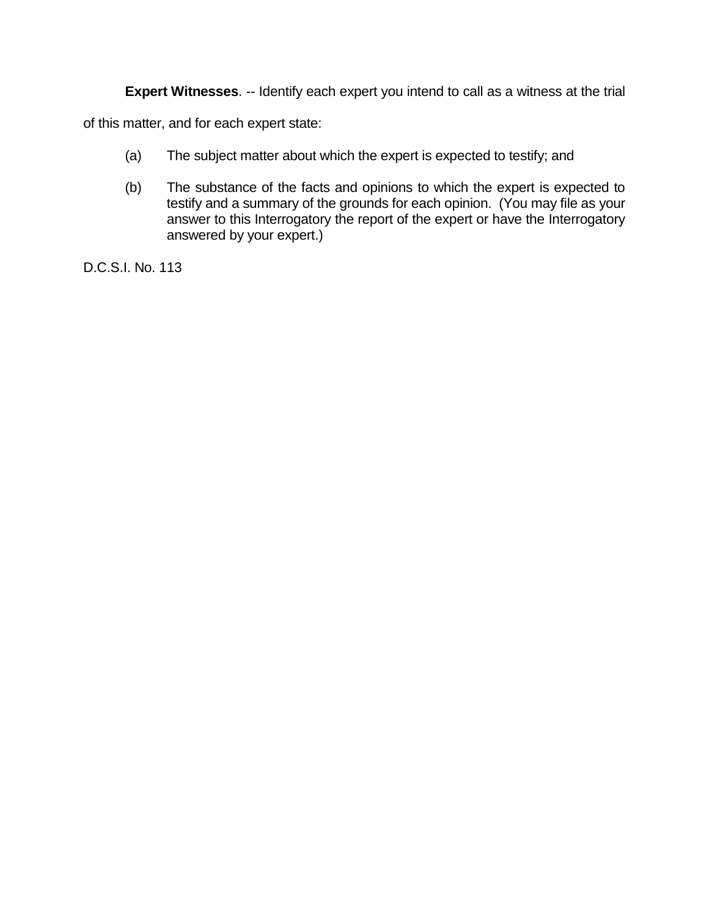**Expert Witnesses**. -- Identify each expert you intend to call as a witness at the trial of this matter, and for each expert state:

(a) The subject matter about which the expert is expected to testify; and

(b) The substance of the facts and opinions to which the expert is expected to testify and a summary of the grounds for each opinion. (You may file as your answer to this Interrogatory the report of the expert or have the Interrogatory answered by your expert.)

D.C.S.I. No. 113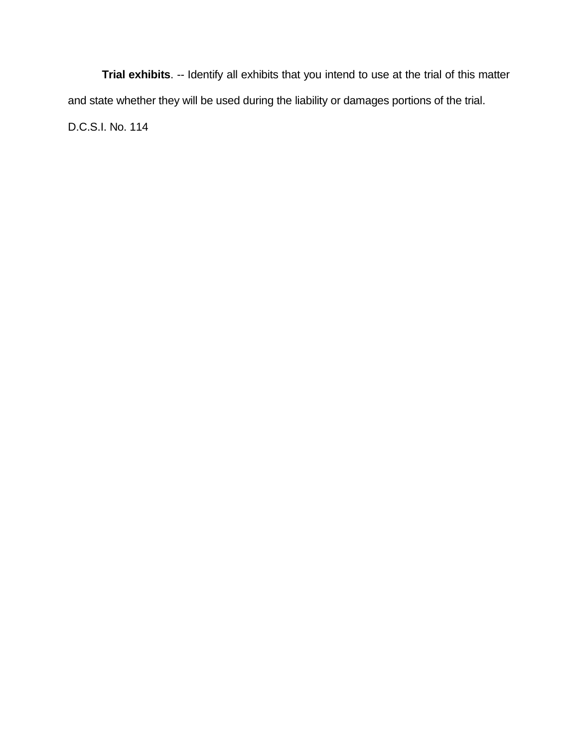**Trial exhibits**. -- Identify all exhibits that you intend to use at the trial of this matter and state whether they will be used during the liability or damages portions of the trial.

D.C.S.I. No. 114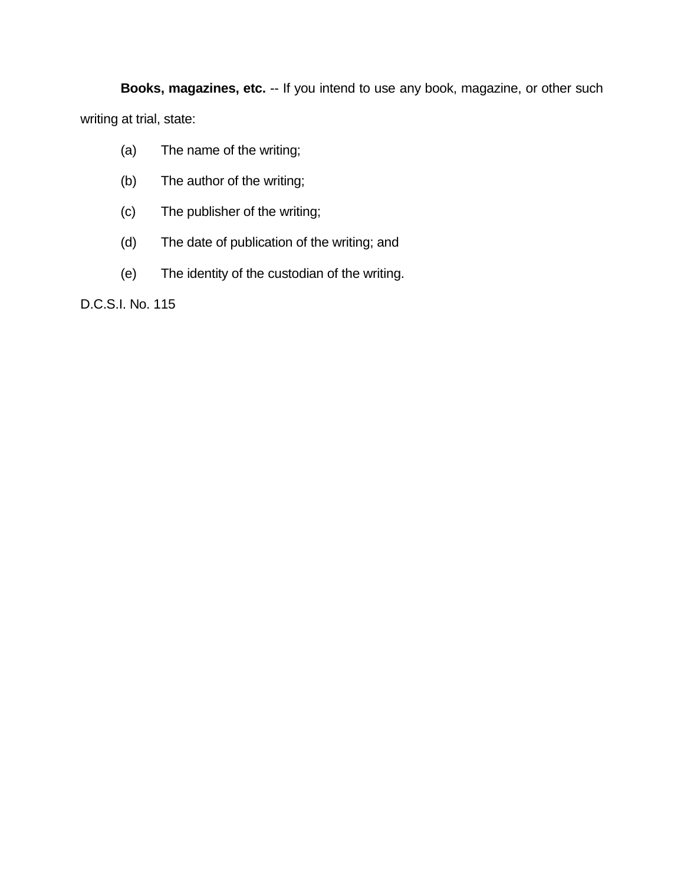**Books, magazines, etc.** -- If you intend to use any book, magazine, or other such writing at trial, state:

(a) The name of the writing;

(b) The author of the writing;

(c) The publisher of the writing;

(d) The date of publication of the writing; and

(e) The identity of the custodian of the writing.

D.C.S.I. No. 115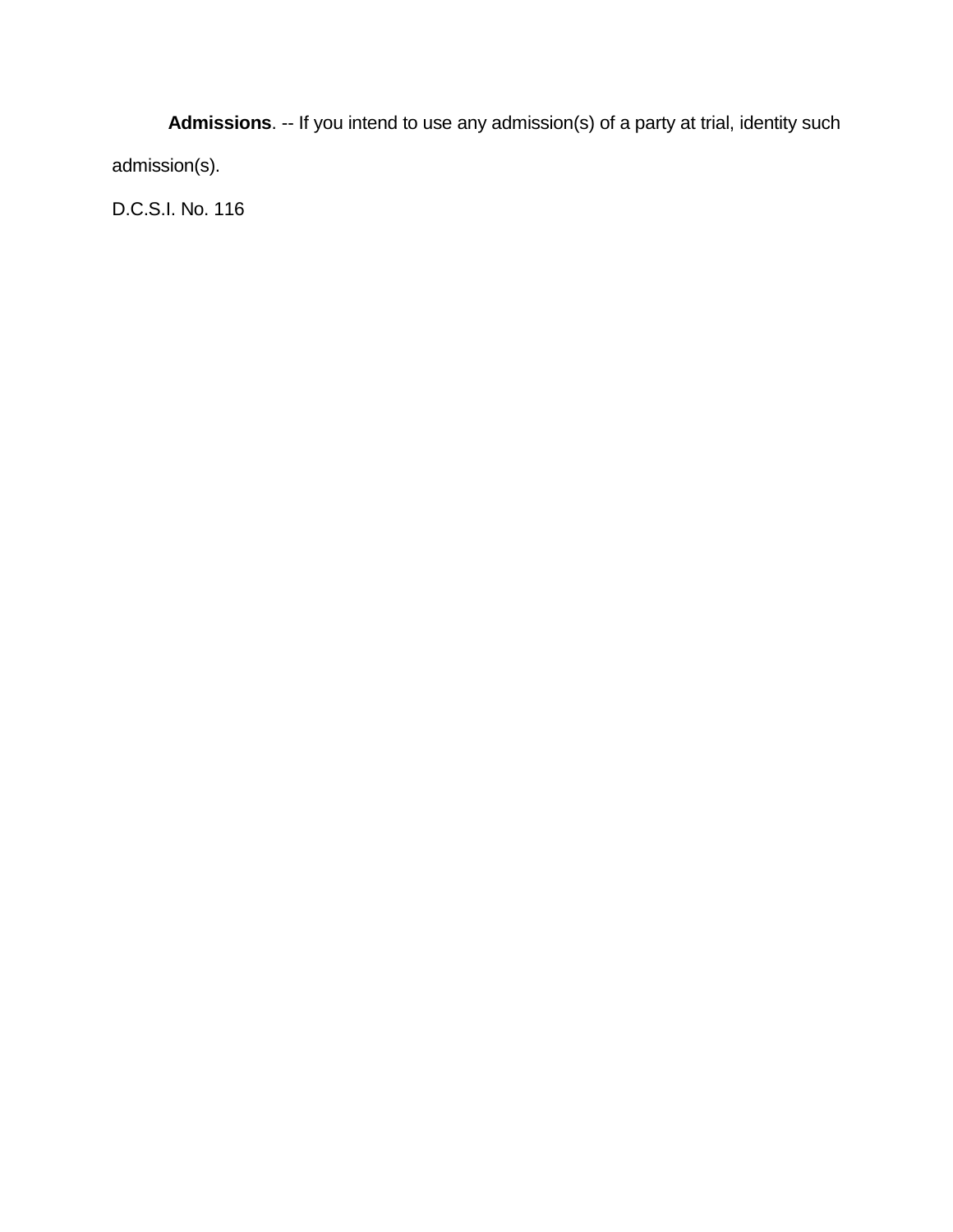**Admissions**. -- If you intend to use any admission(s) of a party at trial, identity such admission(s).

D.C.S.I. No. 116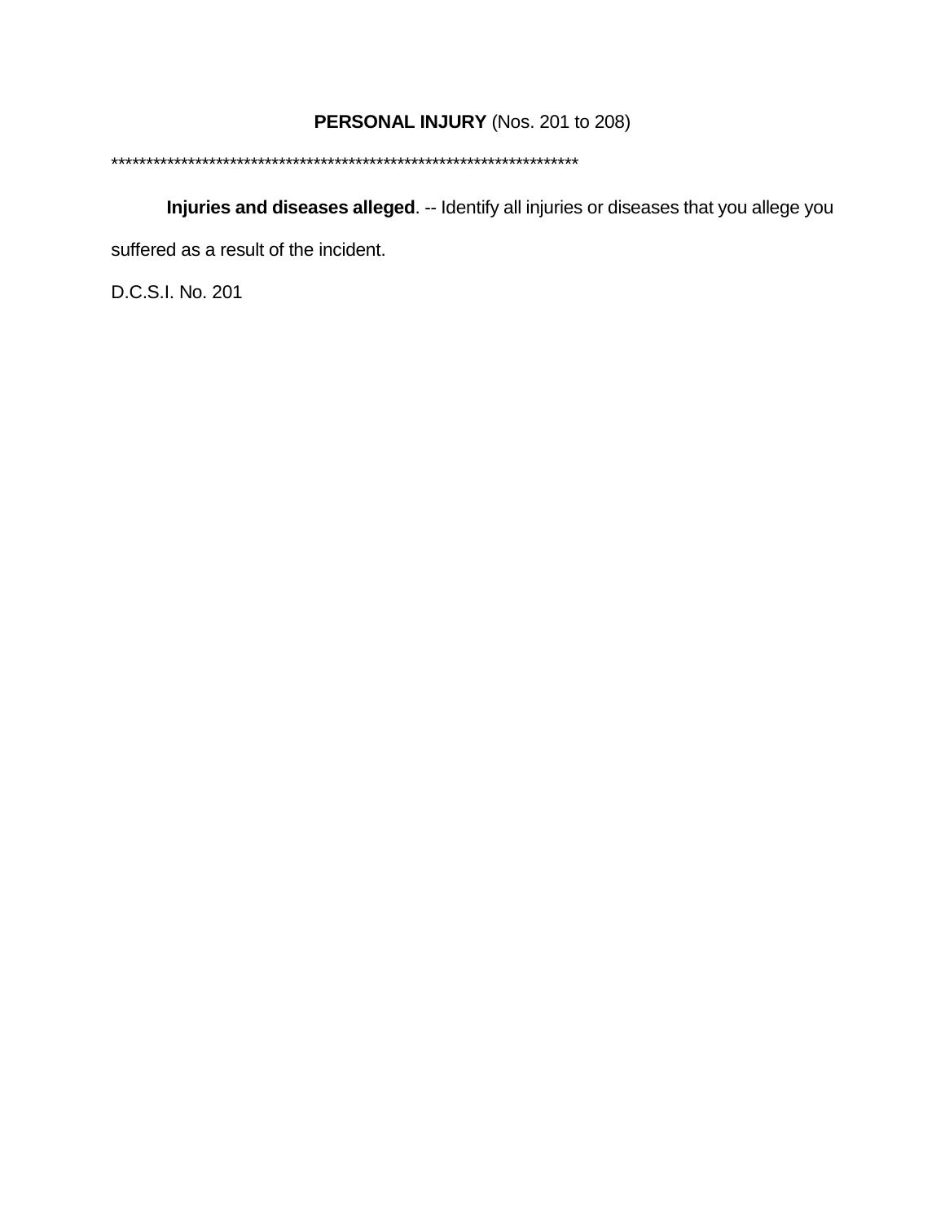**PERSONAL INJURY** (Nos. 201 to 208)

*********************************************************************

**Injuries and diseases alleged**. -- Identify all injuries or diseases that you allege you suffered as a result of the incident.

D.C.S.I. No. 201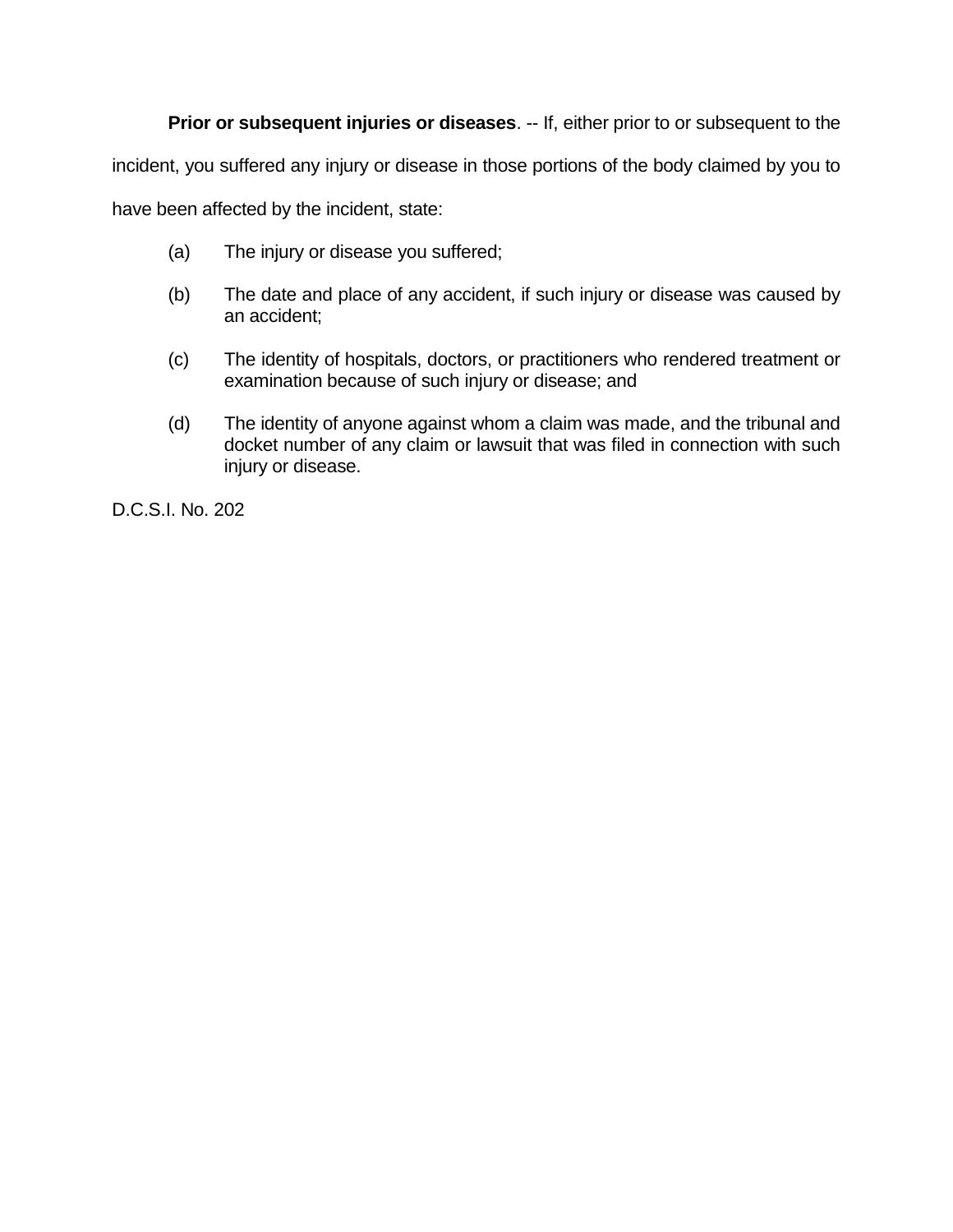**Prior or subsequent injuries or diseases**. -- If, either prior to or subsequent to the incident, you suffered any injury or disease in those portions of the body claimed by you to have been affected by the incident, state:

(a) The injury or disease you suffered;

(b) The date and place of any accident, if such injury or disease was caused by an accident;

(c) The identity of hospitals, doctors, or practitioners who rendered treatment or examination because of such injury or disease; and

(d) The identity of anyone against whom a claim was made, and the tribunal and docket number of any claim or lawsuit that was filed in connection with such injury or disease.

D.C.S.I. No. 202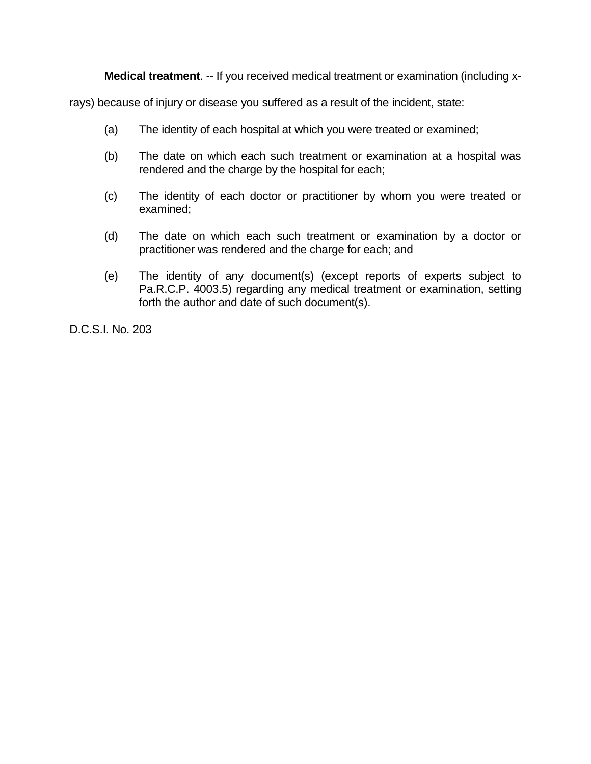**Medical treatment**. -- If you received medical treatment or examination (including x-rays) because of injury or disease you suffered as a result of the incident, state:

(a) The identity of each hospital at which you were treated or examined;

(b) The date on which each such treatment or examination at a hospital was rendered and the charge by the hospital for each;

(c) The identity of each doctor or practitioner by whom you were treated or examined;

(d) The date on which each such treatment or examination by a doctor or practitioner was rendered and the charge for each; and

(e) The identity of any document(s) (except reports of experts subject to Pa.R.C.P. 4003.5) regarding any medical treatment or examination, setting forth the author and date of such document(s).

D.C.S.I. No. 203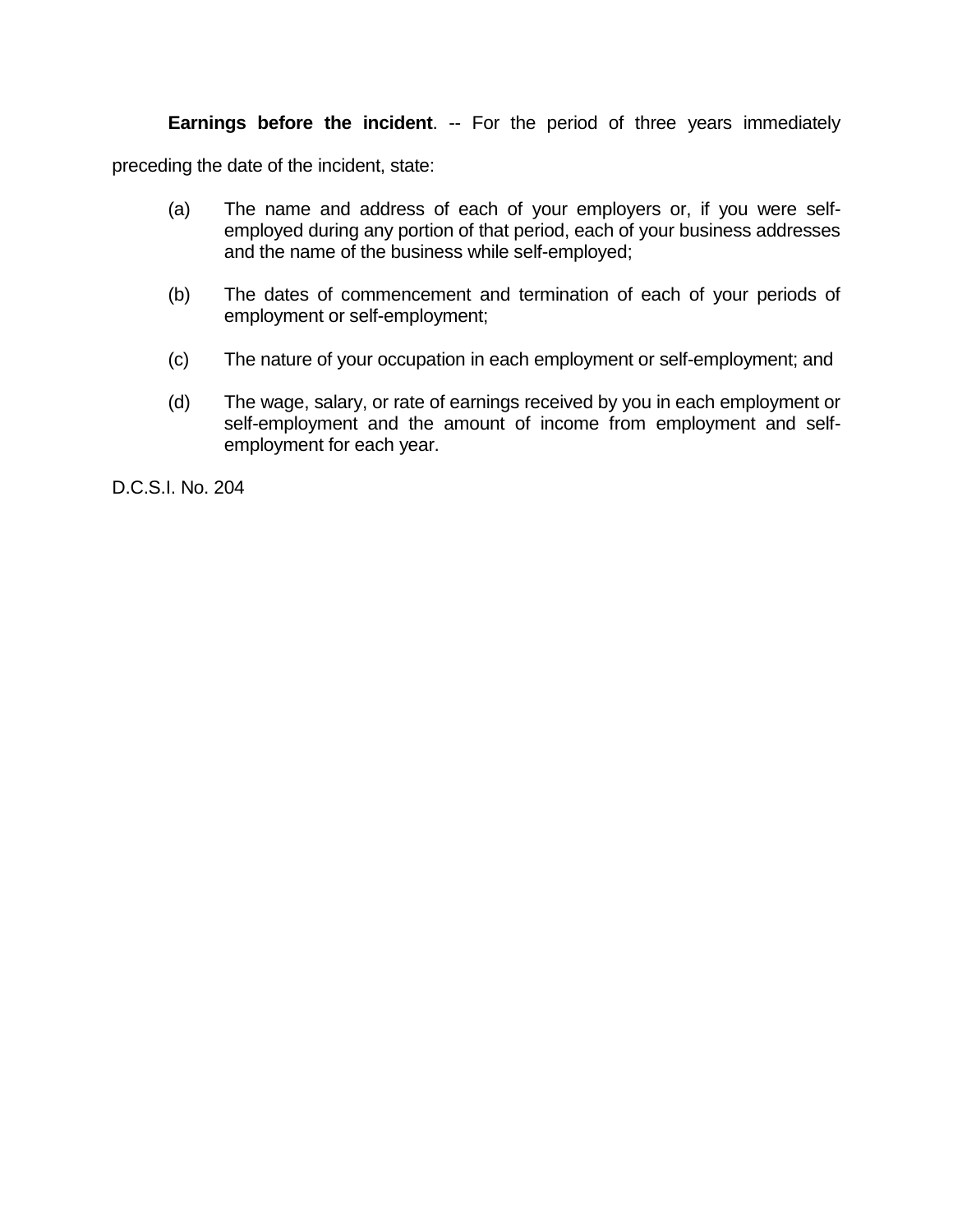**Earnings before the incident**. -- For the period of three years immediately preceding the date of the incident, state:

(a) The name and address of each of your employers or, if you were self-employed during any portion of that period, each of your business addresses and the name of the business while self-employed;

(b) The dates of commencement and termination of each of your periods of employment or self-employment;

(c) The nature of your occupation in each employment or self-employment; and

(d) The wage, salary, or rate of earnings received by you in each employment or self-employment and the amount of income from employment and self-employment for each year.

D.C.S.I. No. 204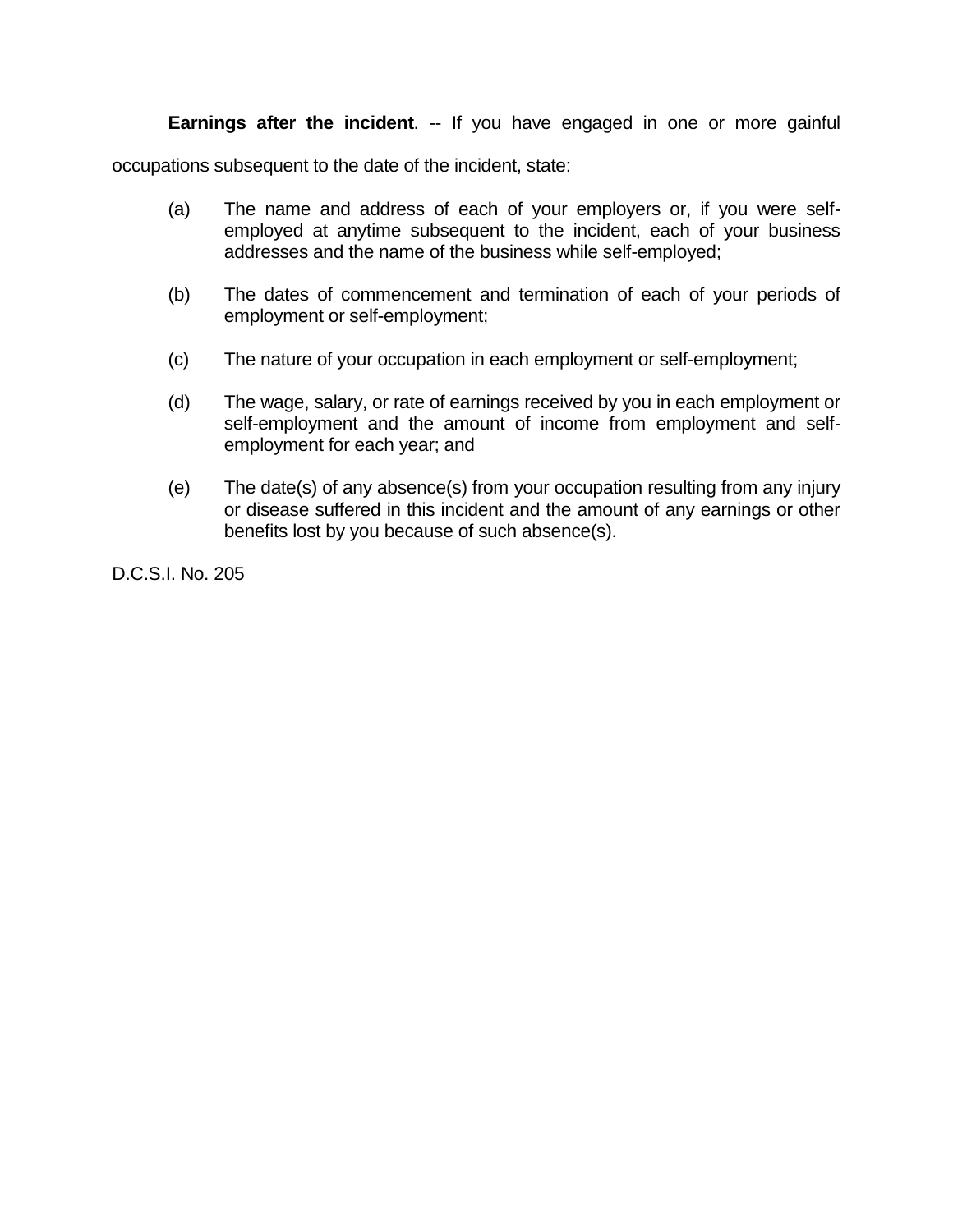**Earnings after the incident**. -- If you have engaged in one or more gainful occupations subsequent to the date of the incident, state:

(a) The name and address of each of your employers or, if you were self-employed at anytime subsequent to the incident, each of your business addresses and the name of the business while self-employed;

(b) The dates of commencement and termination of each of your periods of employment or self-employment;

(c) The nature of your occupation in each employment or self-employment;

(d) The wage, salary, or rate of earnings received by you in each employment or self-employment and the amount of income from employment and self-employment for each year; and

(e) The date(s) of any absence(s) from your occupation resulting from any injury or disease suffered in this incident and the amount of any earnings or other benefits lost by you because of such absence(s).

D.C.S.I. No. 205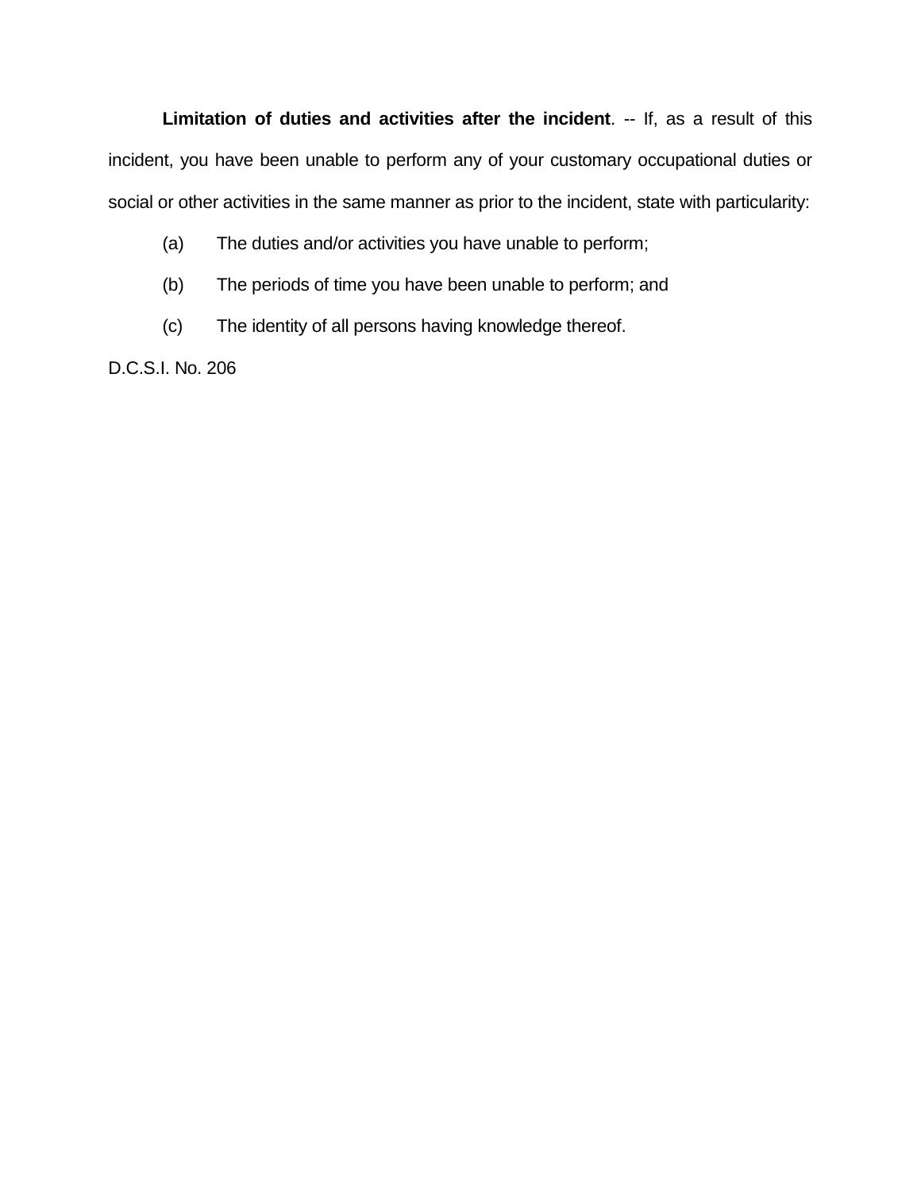**Limitation of duties and activities after the incident**. -- If, as a result of this incident, you have been unable to perform any of your customary occupational duties or social or other activities in the same manner as prior to the incident, state with particularity:

(a) The duties and/or activities you have unable to perform;

(b) The periods of time you have been unable to perform; and

(c) The identity of all persons having knowledge thereof.

D.C.S.I. No. 206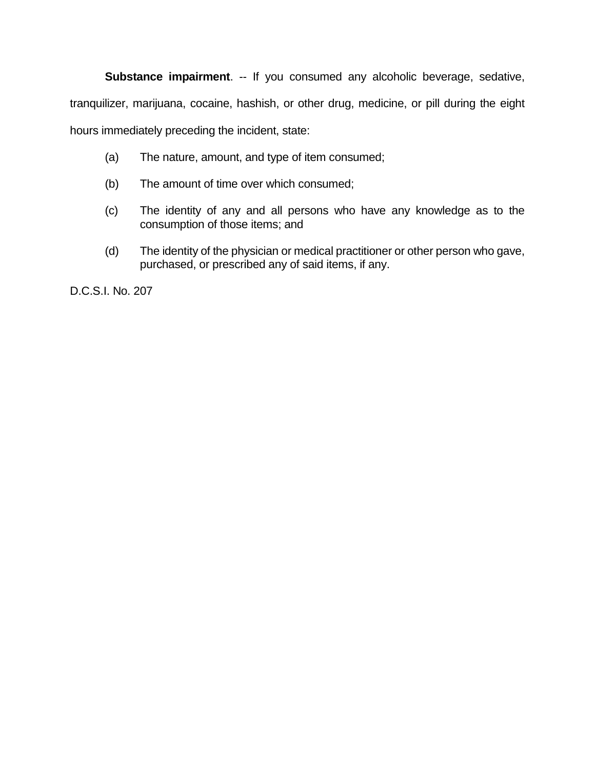**Substance impairment**. -- If you consumed any alcoholic beverage, sedative, tranquilizer, marijuana, cocaine, hashish, or other drug, medicine, or pill during the eight hours immediately preceding the incident, state:

(a) The nature, amount, and type of item consumed;

(b) The amount of time over which consumed;

(c) The identity of any and all persons who have any knowledge as to the consumption of those items; and

(d) The identity of the physician or medical practitioner or other person who gave, purchased, or prescribed any of said items, if any.

D.C.S.I. No. 207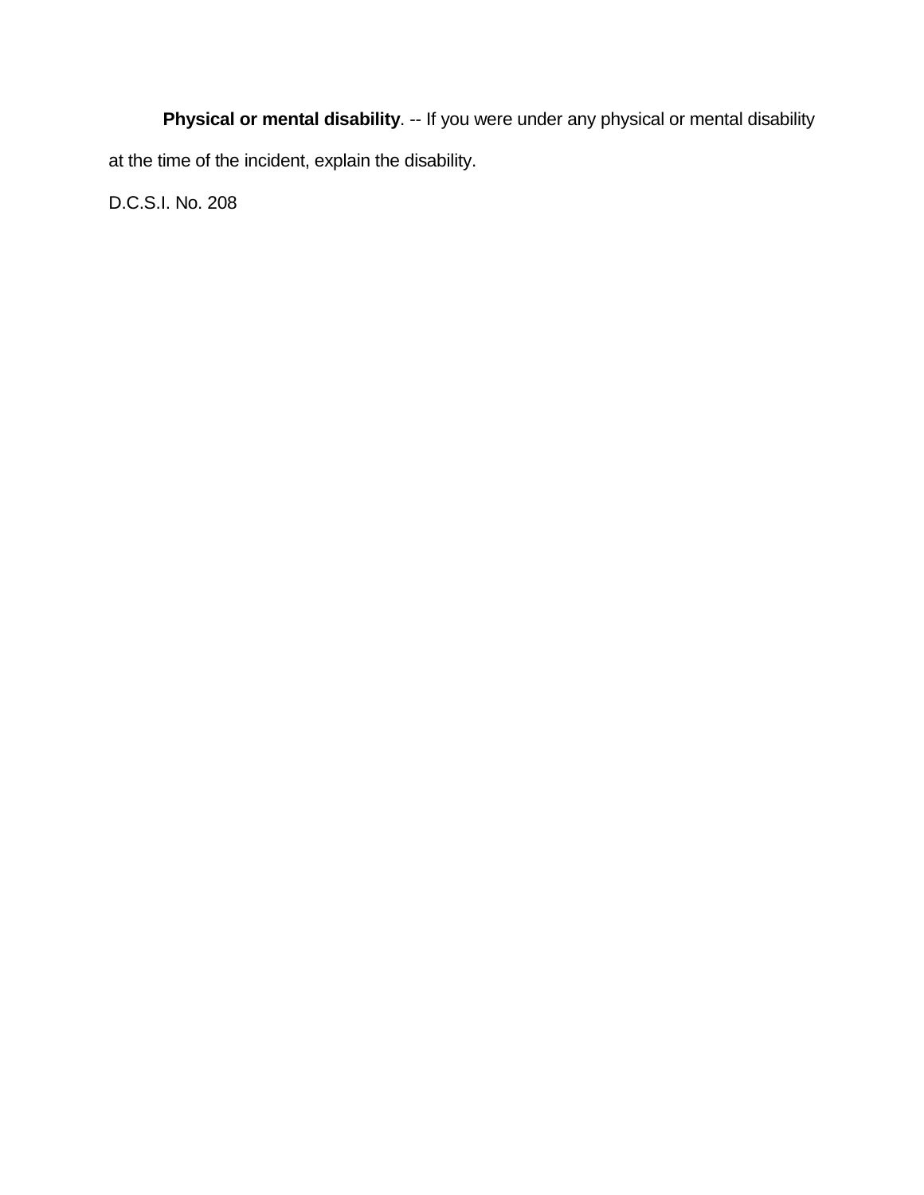**Physical or mental disability**. -- If you were under any physical or mental disability at the time of the incident, explain the disability.

D.C.S.I. No. 208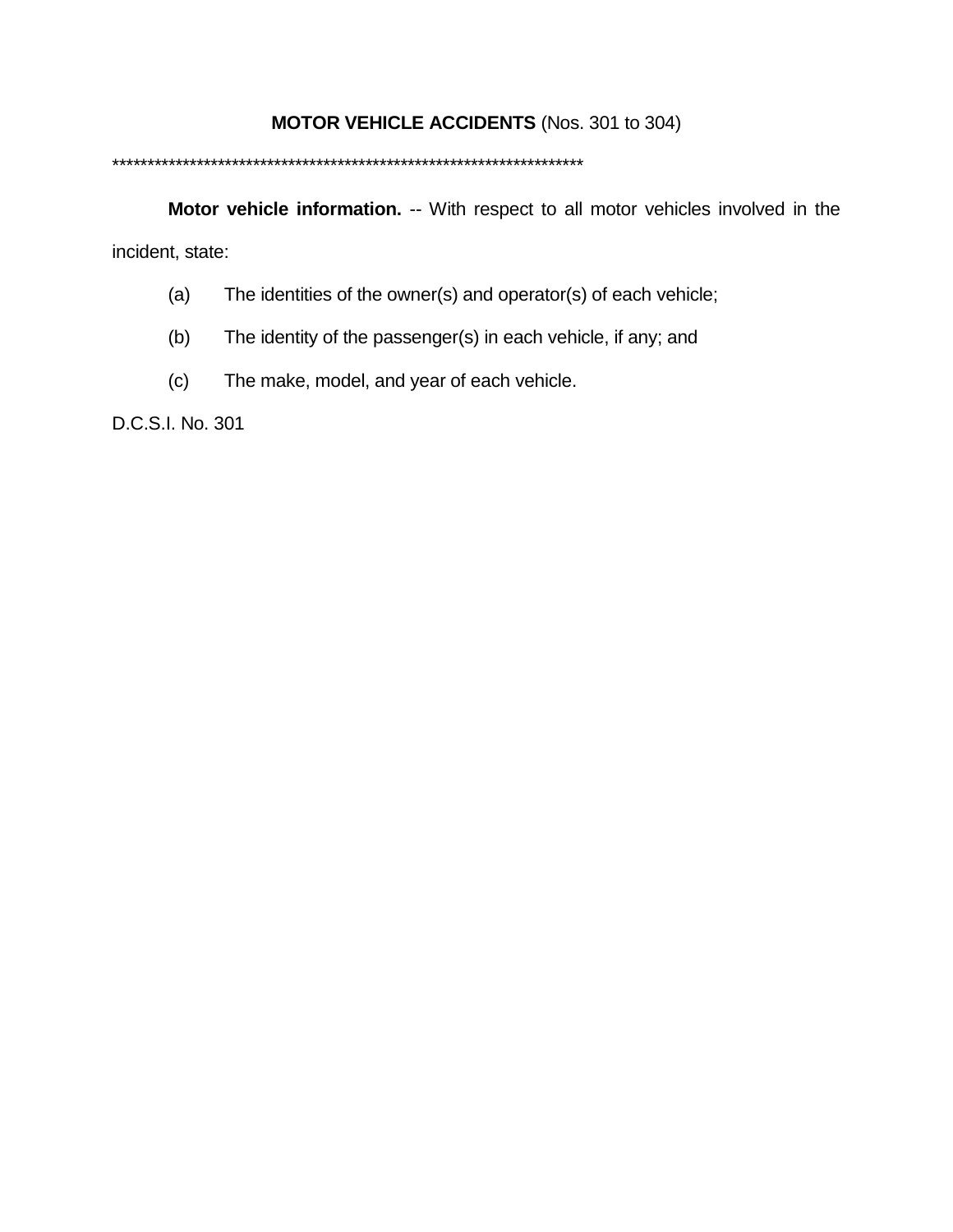## **MOTOR VEHICLE ACCIDENTS** (Nos. 301 to 304)

*********************************************************************

**Motor vehicle information.** -- With respect to all motor vehicles involved in the incident, state:

(a) The identities of the owner(s) and operator(s) of each vehicle;

(b) The identity of the passenger(s) in each vehicle, if any; and

(c) The make, model, and year of each vehicle.

D.C.S.I. No. 301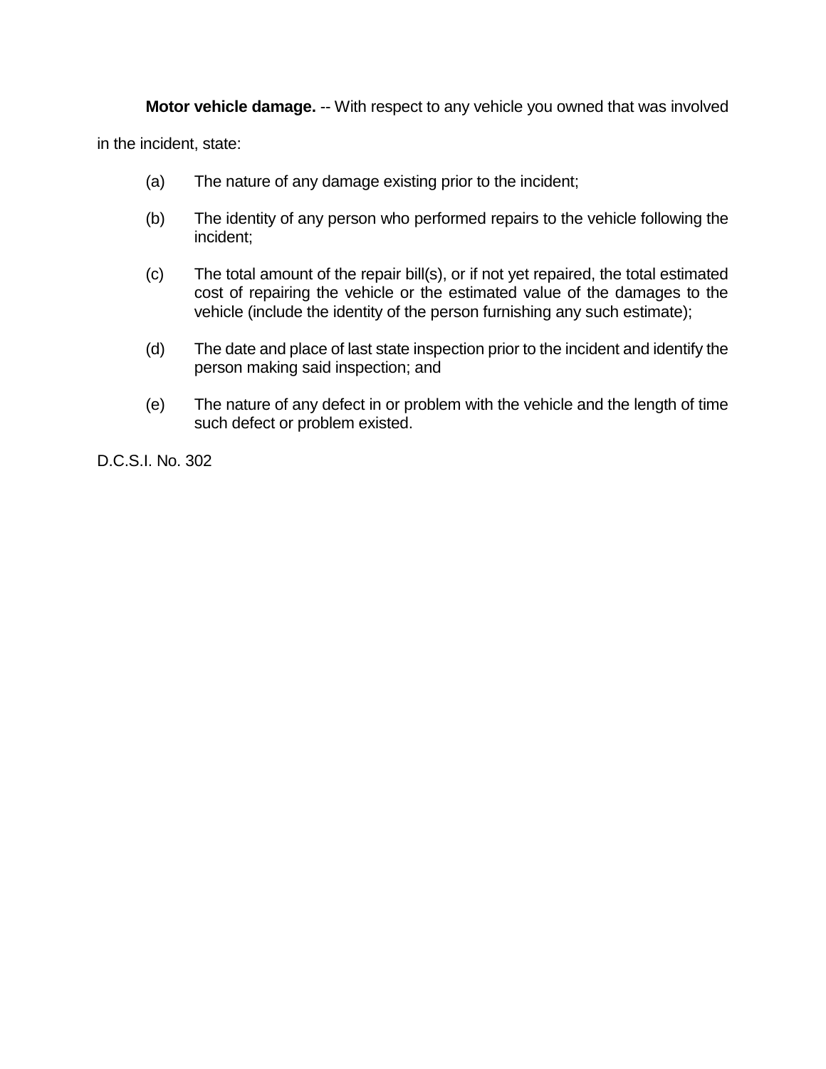**Motor vehicle damage.** -- With respect to any vehicle you owned that was involved in the incident, state:

(a) The nature of any damage existing prior to the incident;

(b) The identity of any person who performed repairs to the vehicle following the incident;

(c) The total amount of the repair bill(s), or if not yet repaired, the total estimated cost of repairing the vehicle or the estimated value of the damages to the vehicle (include the identity of the person furnishing any such estimate);

(d) The date and place of last state inspection prior to the incident and identify the person making said inspection; and

(e) The nature of any defect in or problem with the vehicle and the length of time such defect or problem existed.

D.C.S.I. No. 302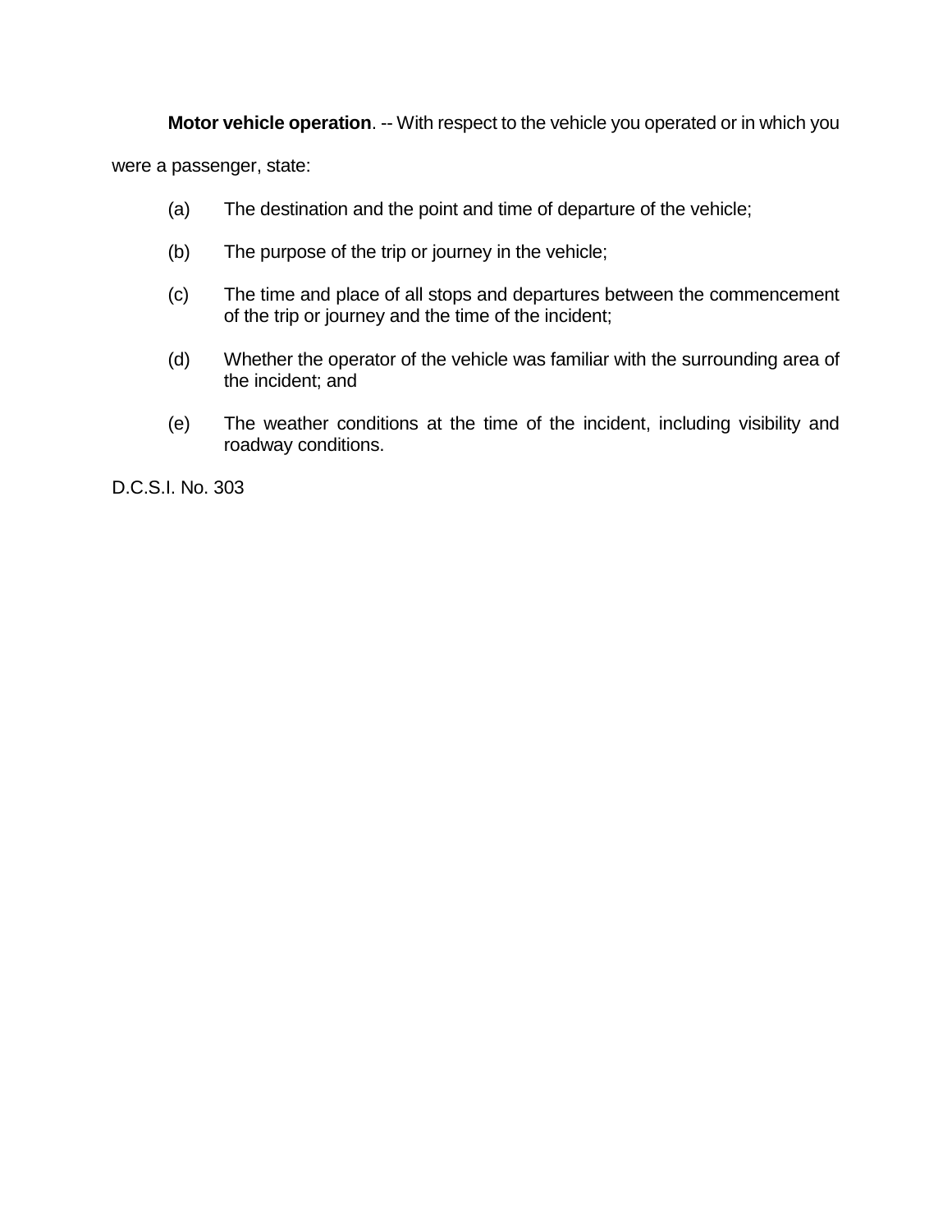**Motor vehicle operation**. -- With respect to the vehicle you operated or in which you were a passenger, state:

(a) The destination and the point and time of departure of the vehicle;

(b) The purpose of the trip or journey in the vehicle;

(c) The time and place of all stops and departures between the commencement of the trip or journey and the time of the incident;

(d) Whether the operator of the vehicle was familiar with the surrounding area of the incident; and

(e) The weather conditions at the time of the incident, including visibility and roadway conditions.

D.C.S.I. No. 303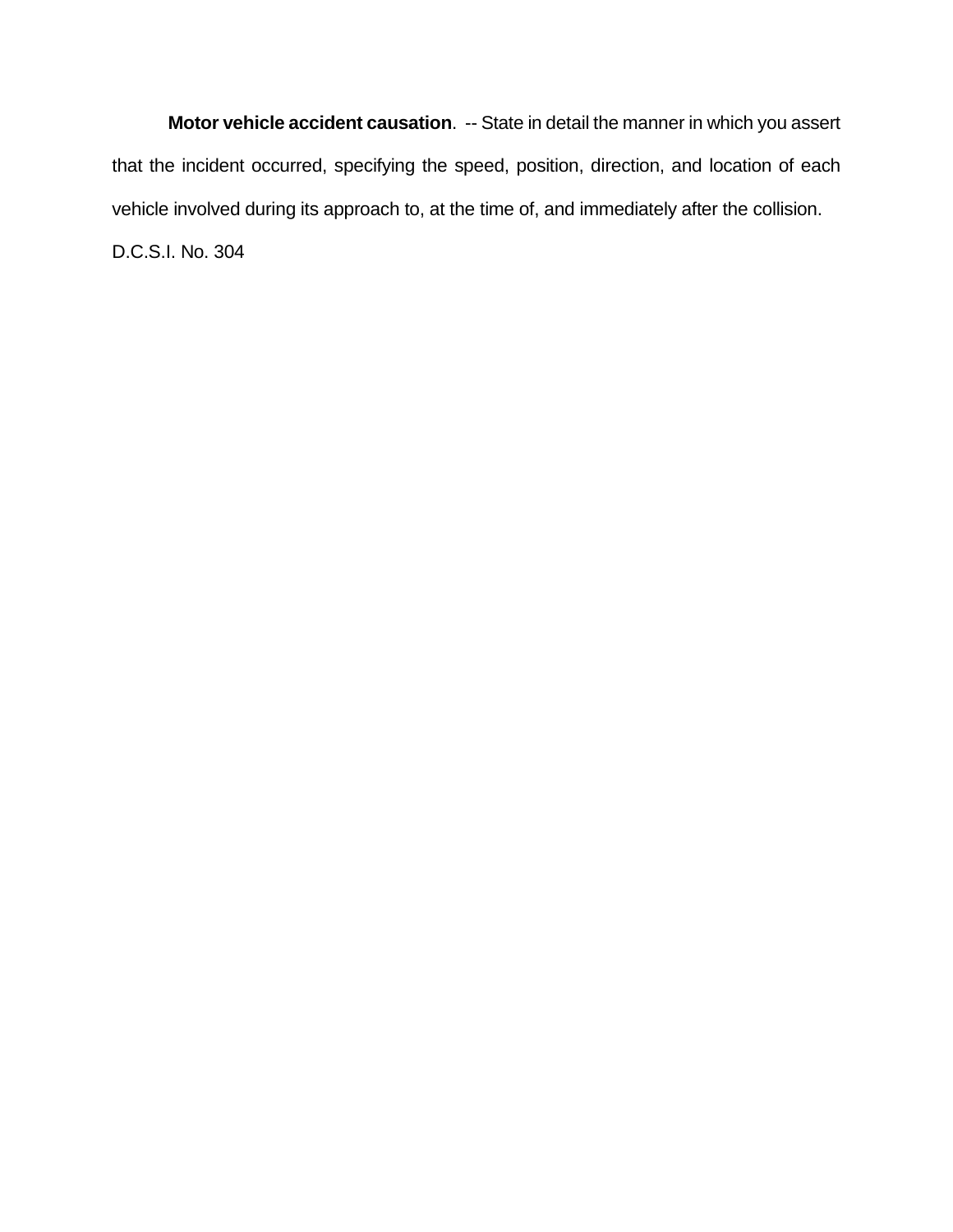**Motor vehicle accident causation**. -- State in detail the manner in which you assert that the incident occurred, specifying the speed, position, direction, and location of each vehicle involved during its approach to, at the time of, and immediately after the collision.

D.C.S.I. No. 304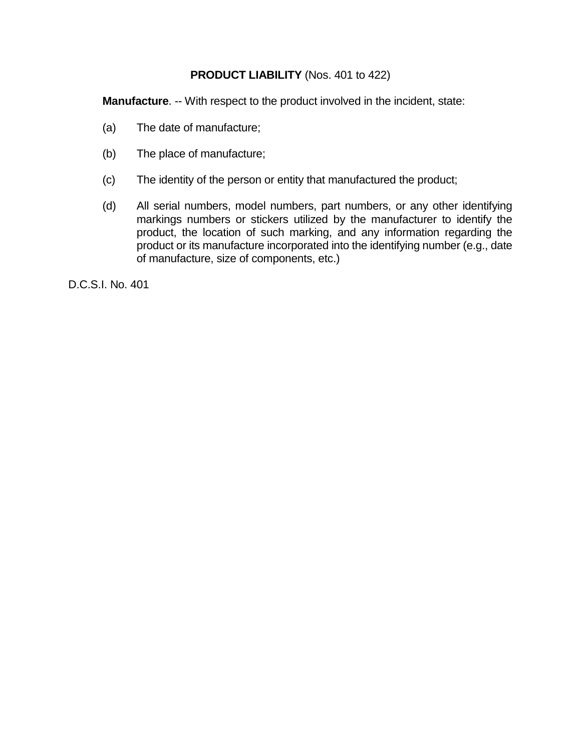## **PRODUCT LIABILITY** (Nos. 401 to 422)

**Manufacture**. -- With respect to the product involved in the incident, state:

(a) The date of manufacture;

(b) The place of manufacture;

(c) The identity of the person or entity that manufactured the product;

(d) All serial numbers, model numbers, part numbers, or any other identifying markings numbers or stickers utilized by the manufacturer to identify the product, the location of such marking, and any information regarding the product or its manufacture incorporated into the identifying number (e.g., date of manufacture, size of components, etc.)

D.C.S.I. No. 401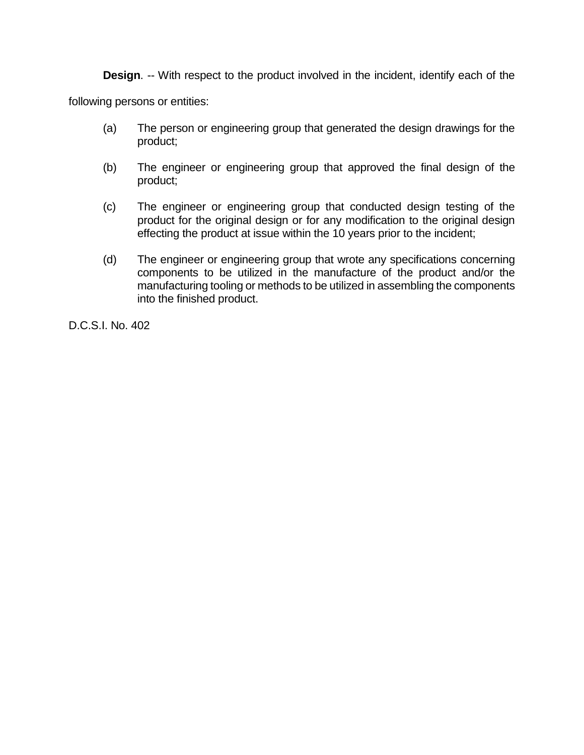**Design**. -- With respect to the product involved in the incident, identify each of the following persons or entities:

(a) The person or engineering group that generated the design drawings for the product;

(b) The engineer or engineering group that approved the final design of the product;

(c) The engineer or engineering group that conducted design testing of the product for the original design or for any modification to the original design effecting the product at issue within the 10 years prior to the incident;

(d) The engineer or engineering group that wrote any specifications concerning components to be utilized in the manufacture of the product and/or the manufacturing tooling or methods to be utilized in assembling the components into the finished product.

D.C.S.I. No. 402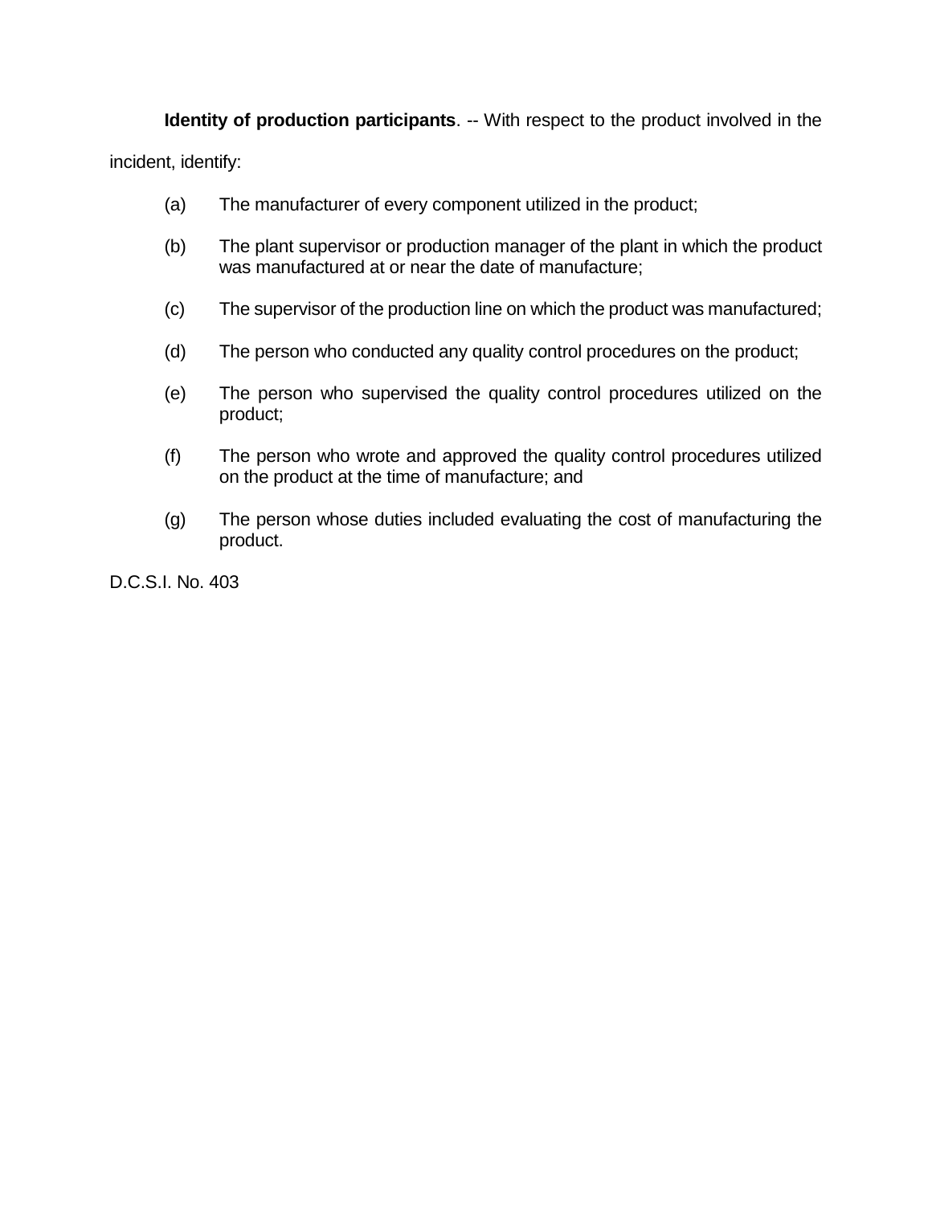**Identity of production participants**. -- With respect to the product involved in the incident, identify:

(a) The manufacturer of every component utilized in the product;

(b) The plant supervisor or production manager of the plant in which the product was manufactured at or near the date of manufacture;

(c) The supervisor of the production line on which the product was manufactured;

(d) The person who conducted any quality control procedures on the product;

(e) The person who supervised the quality control procedures utilized on the product;

(f) The person who wrote and approved the quality control procedures utilized on the product at the time of manufacture; and

(g) The person whose duties included evaluating the cost of manufacturing the product.

D.C.S.I. No. 403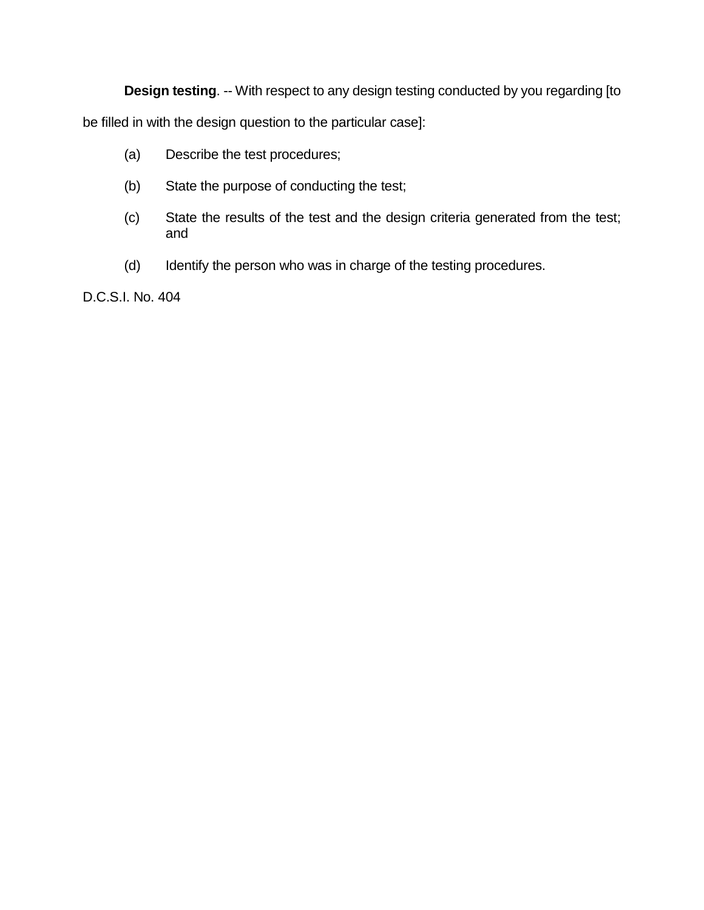**Design testing**. -- With respect to any design testing conducted by you regarding [to be filled in with the design question to the particular case]:

(a) Describe the test procedures;

(b) State the purpose of conducting the test;

(c) State the results of the test and the design criteria generated from the test; and

(d) Identify the person who was in charge of the testing procedures.

D.C.S.I. No. 404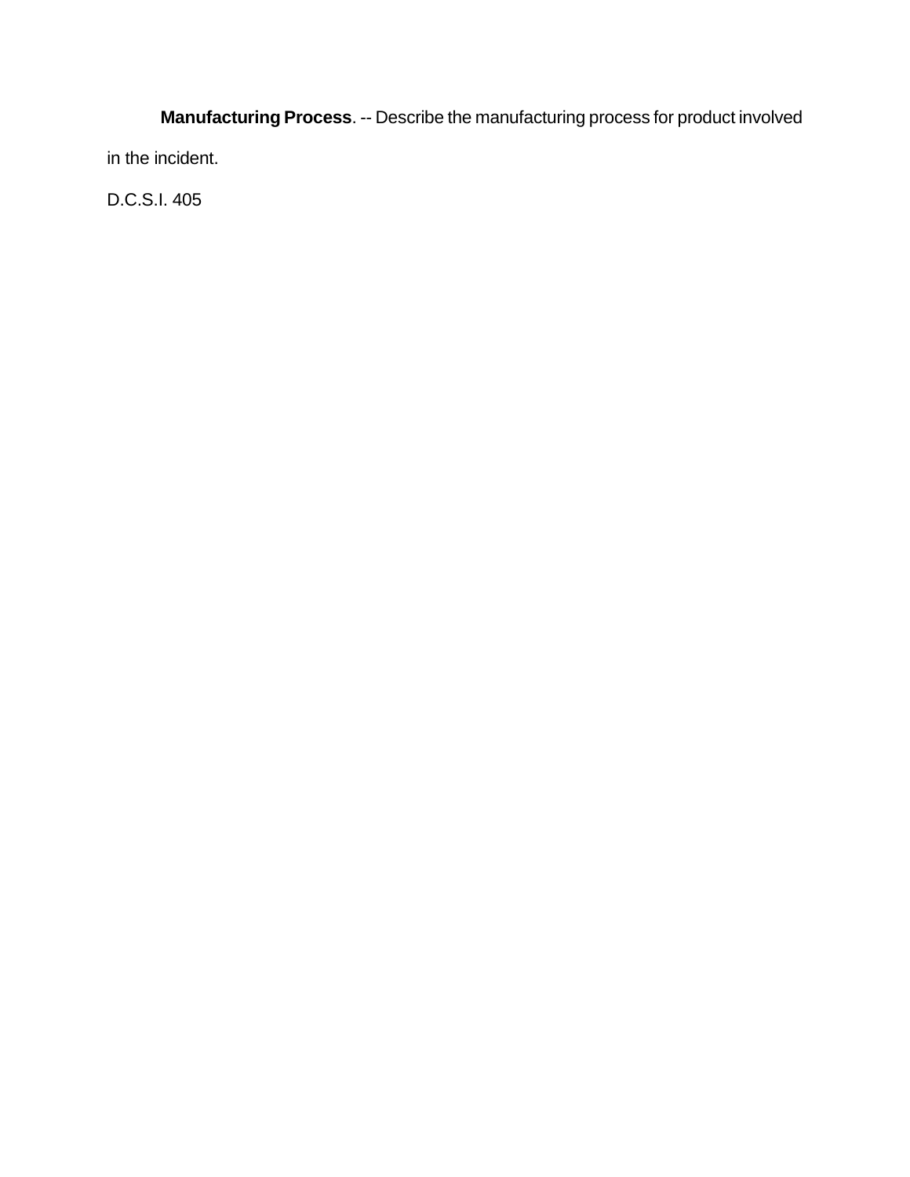**Manufacturing Process**. -- Describe the manufacturing process for product involved in the incident.

D.C.S.I. 405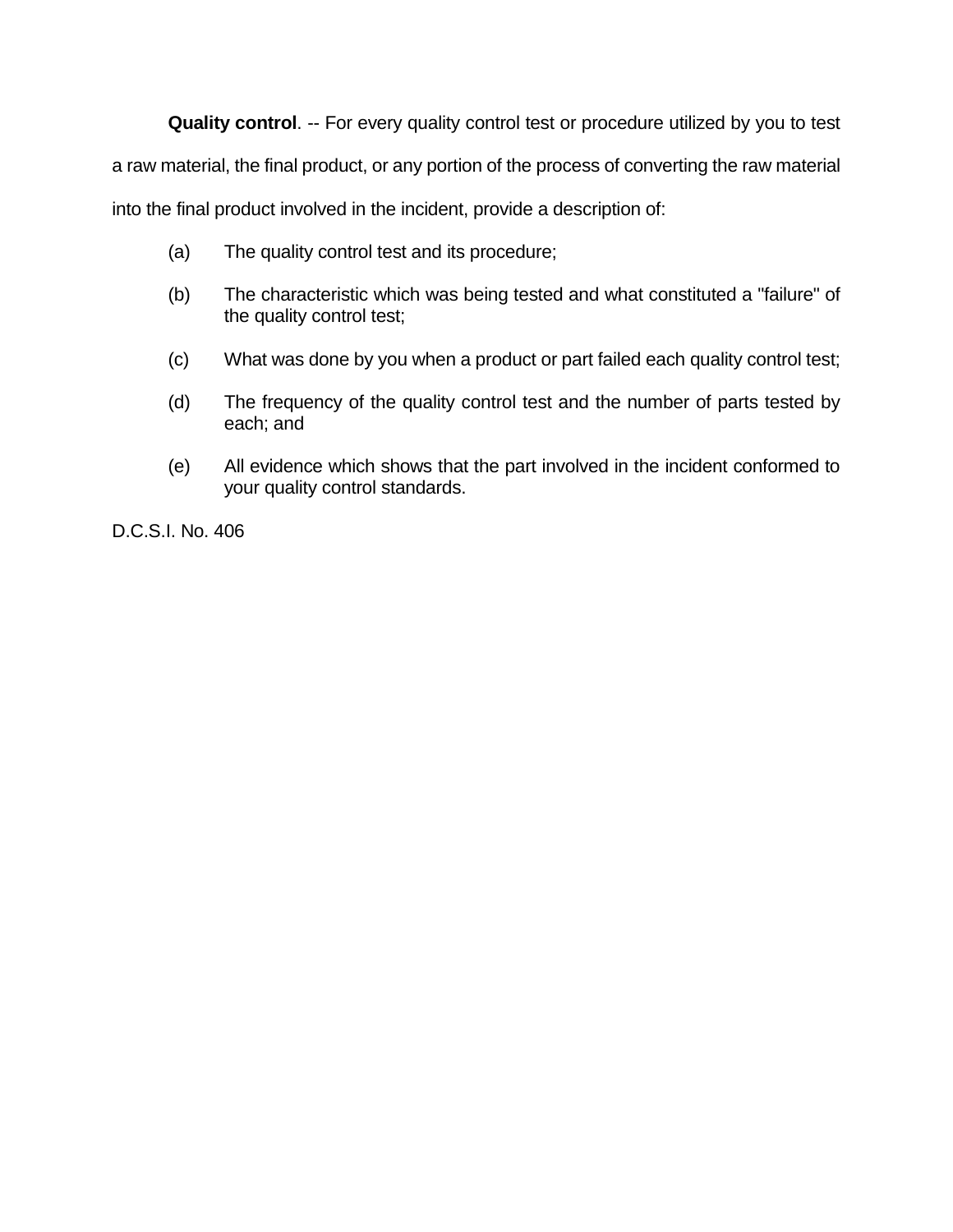**Quality control**. -- For every quality control test or procedure utilized by you to test a raw material, the final product, or any portion of the process of converting the raw material into the final product involved in the incident, provide a description of:

(a) The quality control test and its procedure;

(b) The characteristic which was being tested and what constituted a "failure" of the quality control test;

(c) What was done by you when a product or part failed each quality control test;

(d) The frequency of the quality control test and the number of parts tested by each; and

(e) All evidence which shows that the part involved in the incident conformed to your quality control standards.

D.C.S.I. No. 406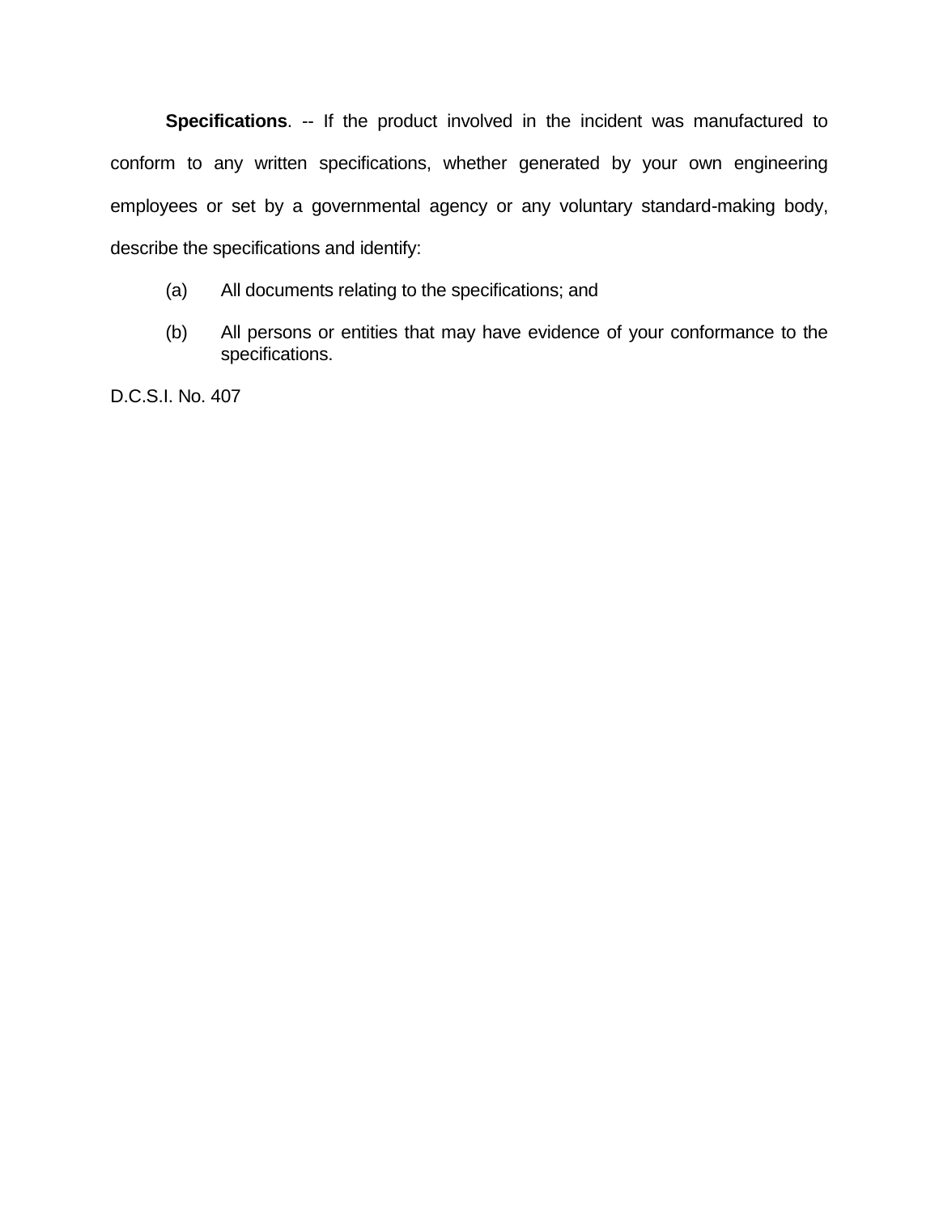**Specifications**. -- If the product involved in the incident was manufactured to conform to any written specifications, whether generated by your own engineering employees or set by a governmental agency or any voluntary standard-making body, describe the specifications and identify:

(a) All documents relating to the specifications; and

(b) All persons or entities that may have evidence of your conformance to the specifications.

D.C.S.I. No. 407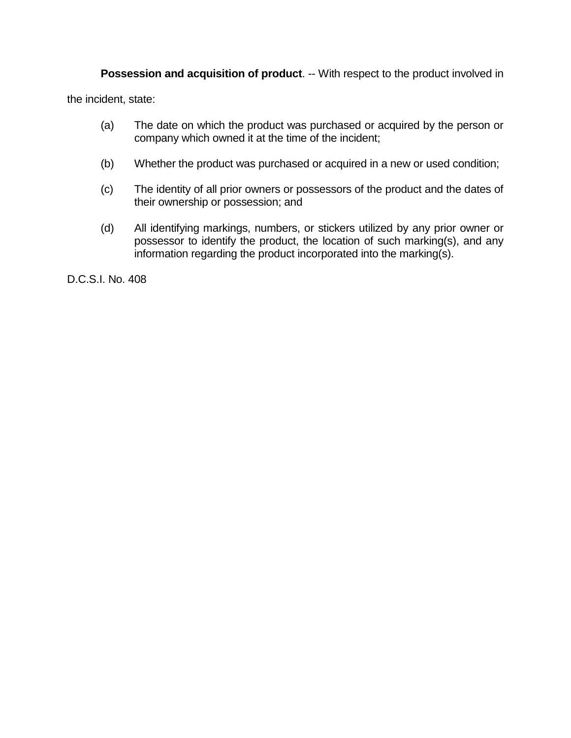**Possession and acquisition of product**. -- With respect to the product involved in the incident, state:

(a) The date on which the product was purchased or acquired by the person or company which owned it at the time of the incident;

(b) Whether the product was purchased or acquired in a new or used condition;

(c) The identity of all prior owners or possessors of the product and the dates of their ownership or possession; and

(d) All identifying markings, numbers, or stickers utilized by any prior owner or possessor to identify the product, the location of such marking(s), and any information regarding the product incorporated into the marking(s).

D.C.S.I. No. 408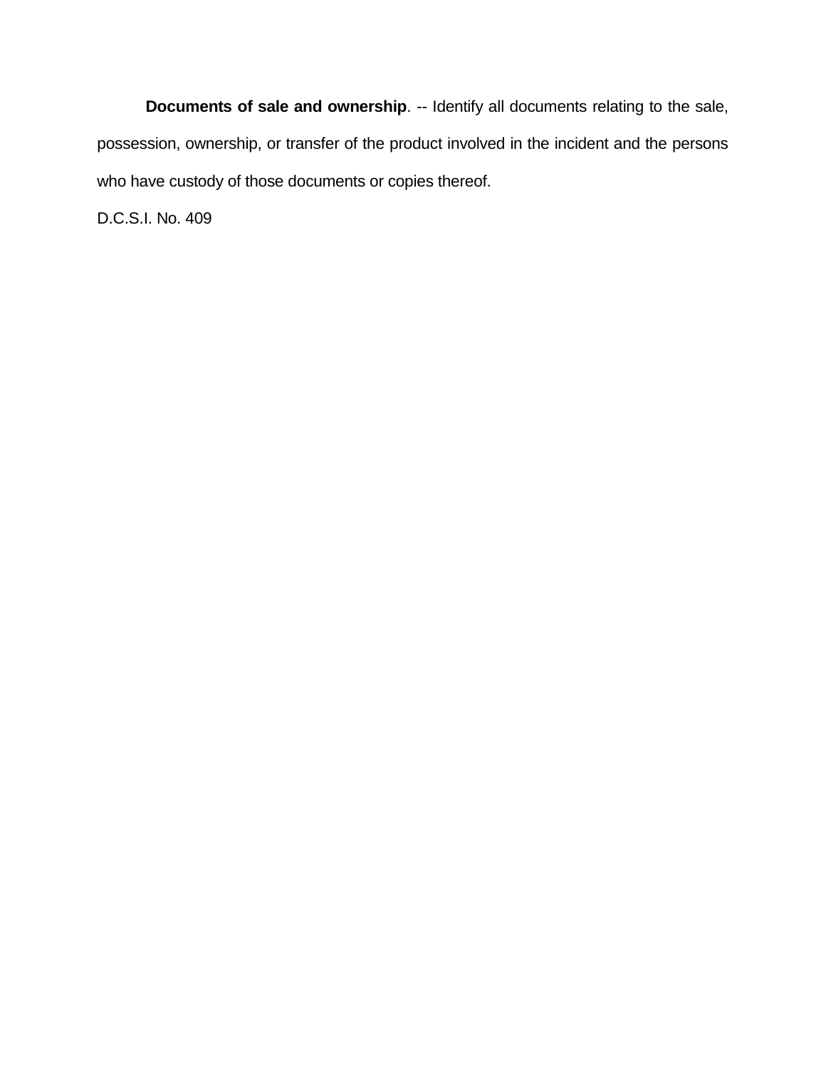**Documents of sale and ownership**. -- Identify all documents relating to the sale, possession, ownership, or transfer of the product involved in the incident and the persons who have custody of those documents or copies thereof.

D.C.S.I. No. 409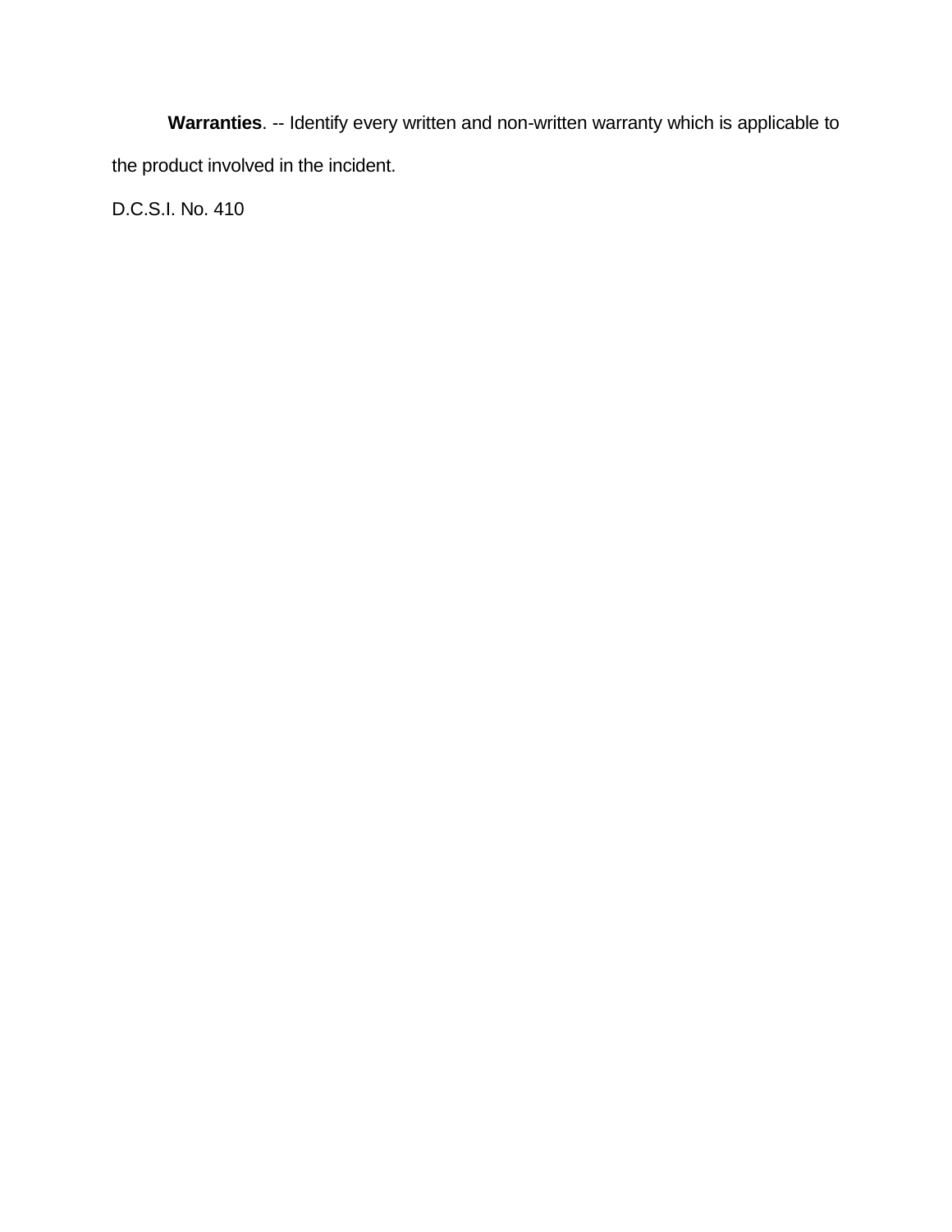**Warranties**. -- Identify every written and non-written warranty which is applicable to the product involved in the incident.

D.C.S.I. No. 410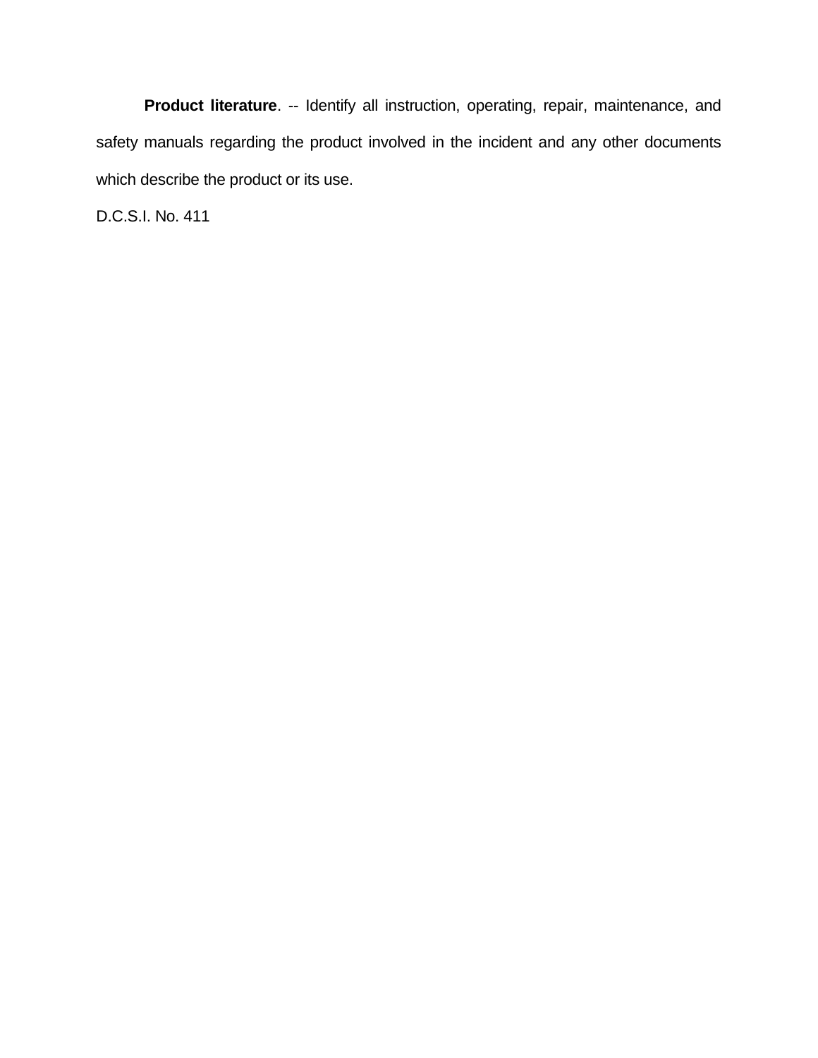**Product literature**. -- Identify all instruction, operating, repair, maintenance, and safety manuals regarding the product involved in the incident and any other documents which describe the product or its use.

D.C.S.I. No. 411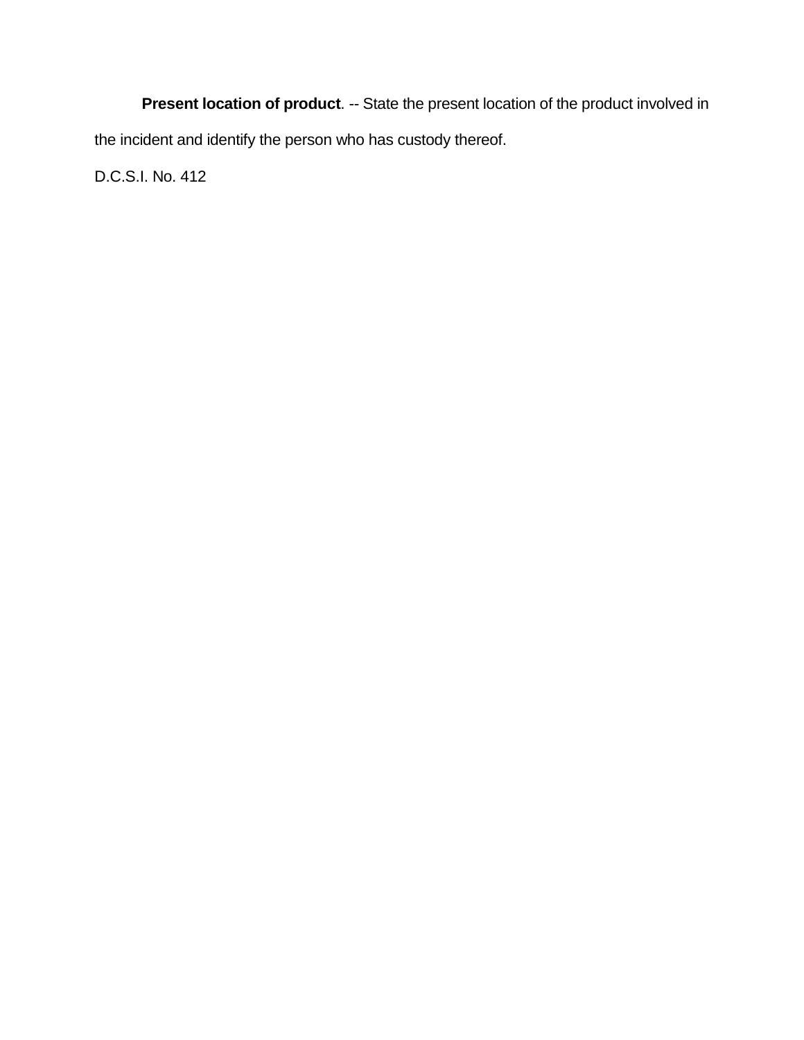**Present location of product**. -- State the present location of the product involved in the incident and identify the person who has custody thereof.

D.C.S.I. No. 412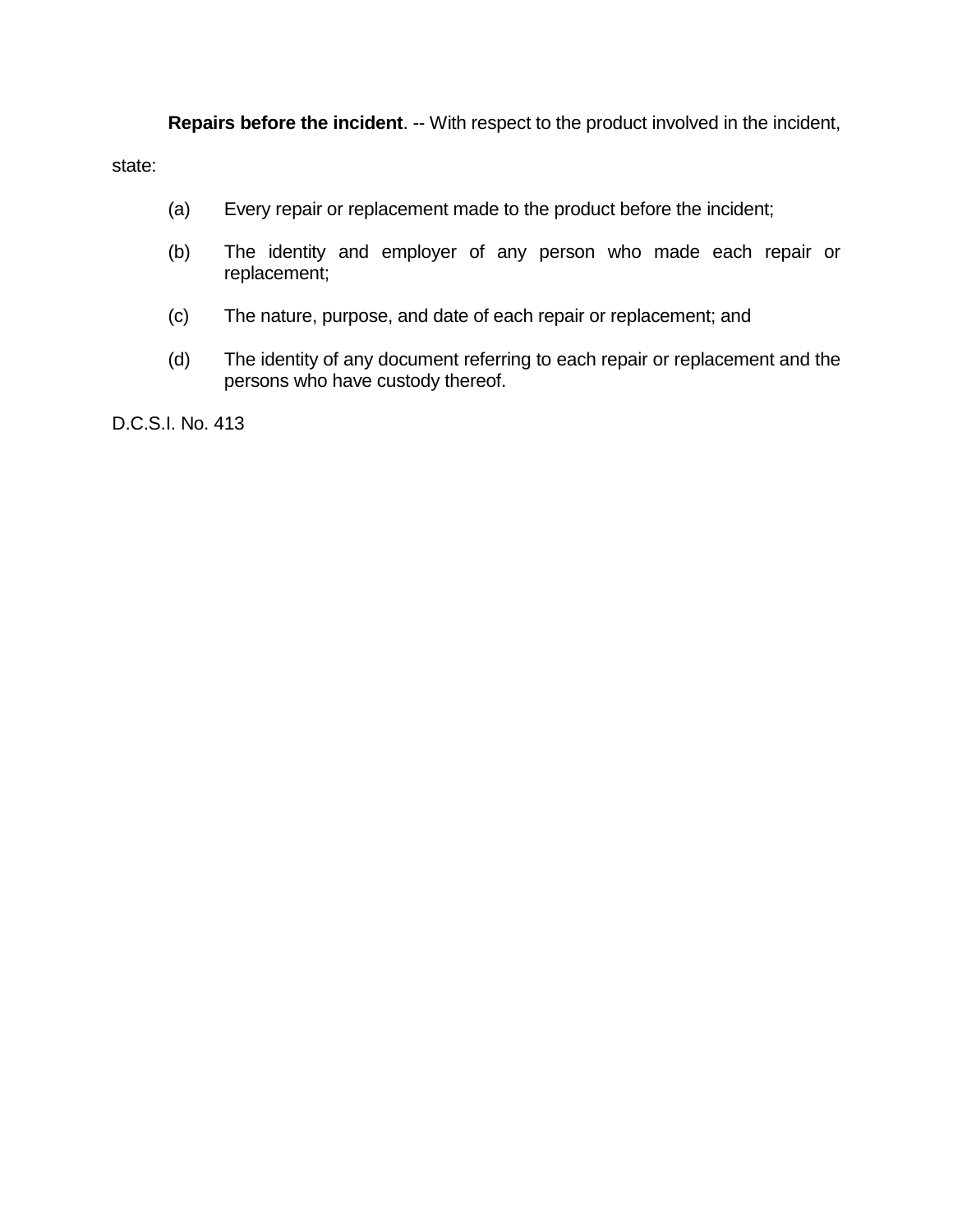**Repairs before the incident**. -- With respect to the product involved in the incident, state:

(a) Every repair or replacement made to the product before the incident;

(b) The identity and employer of any person who made each repair or replacement;

(c) The nature, purpose, and date of each repair or replacement; and

(d) The identity of any document referring to each repair or replacement and the persons who have custody thereof.

D.C.S.I. No. 413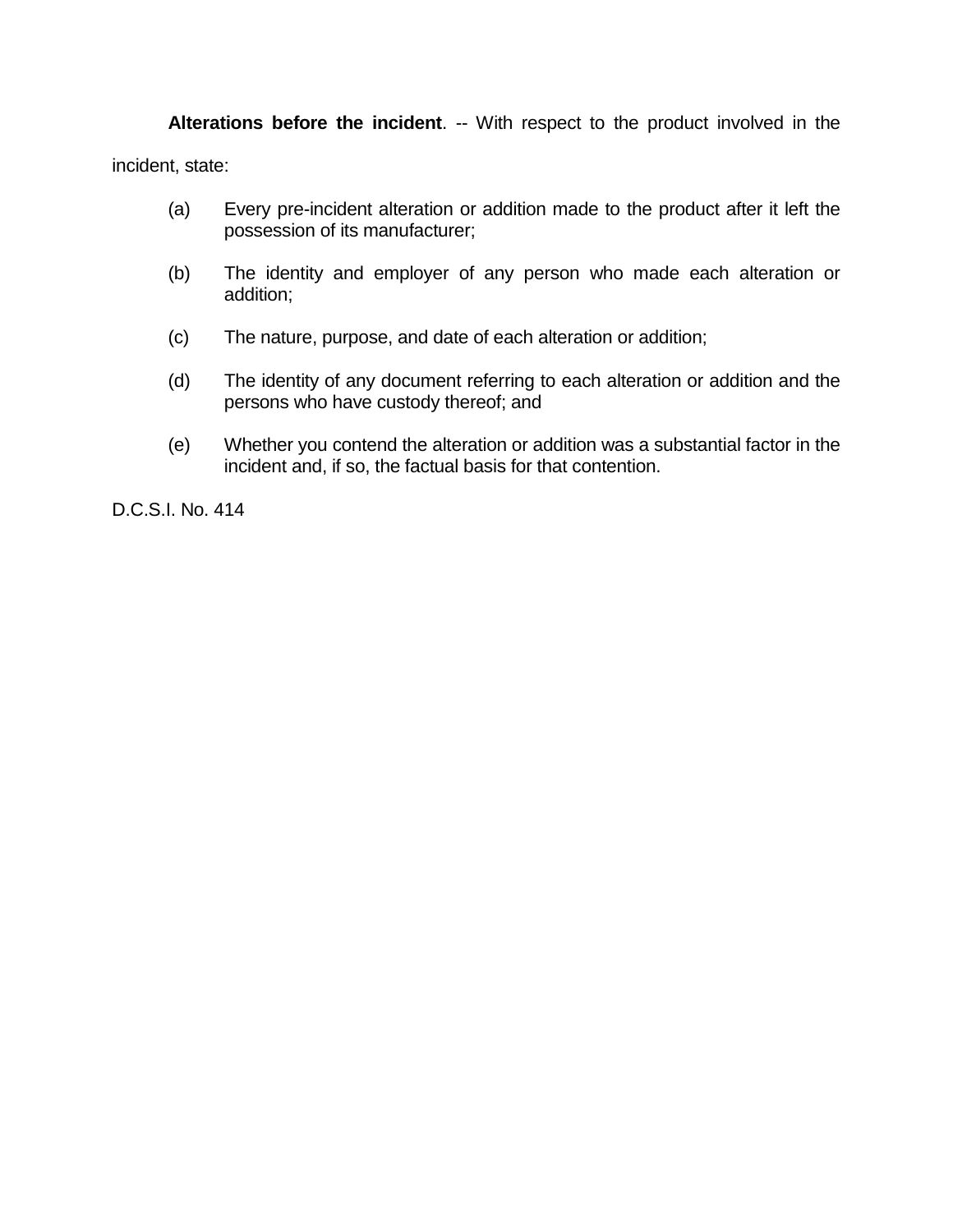**Alterations before the incident**. -- With respect to the product involved in the incident, state:

(a) Every pre-incident alteration or addition made to the product after it left the possession of its manufacturer;

(b) The identity and employer of any person who made each alteration or addition;

(c) The nature, purpose, and date of each alteration or addition;

(d) The identity of any document referring to each alteration or addition and the persons who have custody thereof; and

(e) Whether you contend the alteration or addition was a substantial factor in the incident and, if so, the factual basis for that contention.

D.C.S.I. No. 414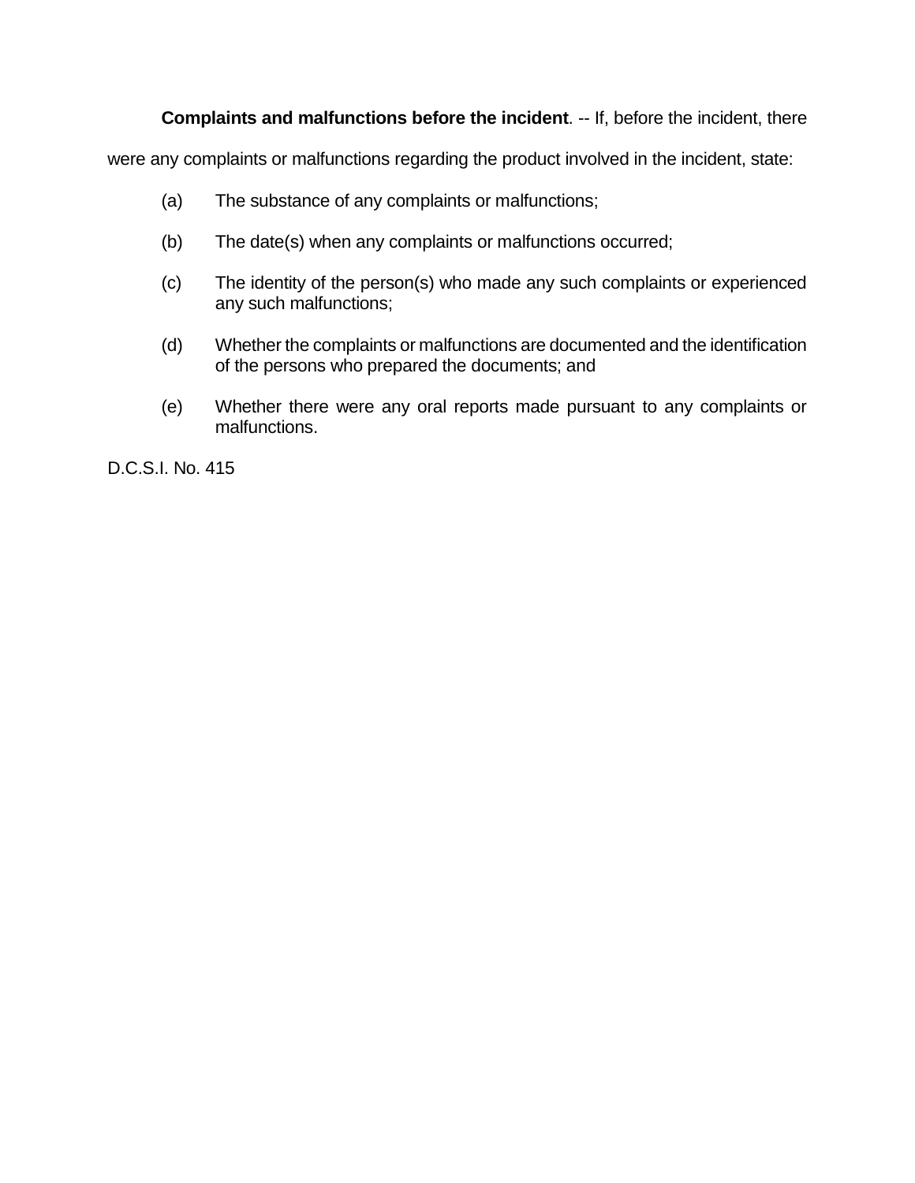**Complaints and malfunctions before the incident**. -- If, before the incident, there were any complaints or malfunctions regarding the product involved in the incident, state:

(a) The substance of any complaints or malfunctions;

(b) The date(s) when any complaints or malfunctions occurred;

(c) The identity of the person(s) who made any such complaints or experienced any such malfunctions;

(d) Whether the complaints or malfunctions are documented and the identification of the persons who prepared the documents; and

(e) Whether there were any oral reports made pursuant to any complaints or malfunctions.

D.C.S.I. No. 415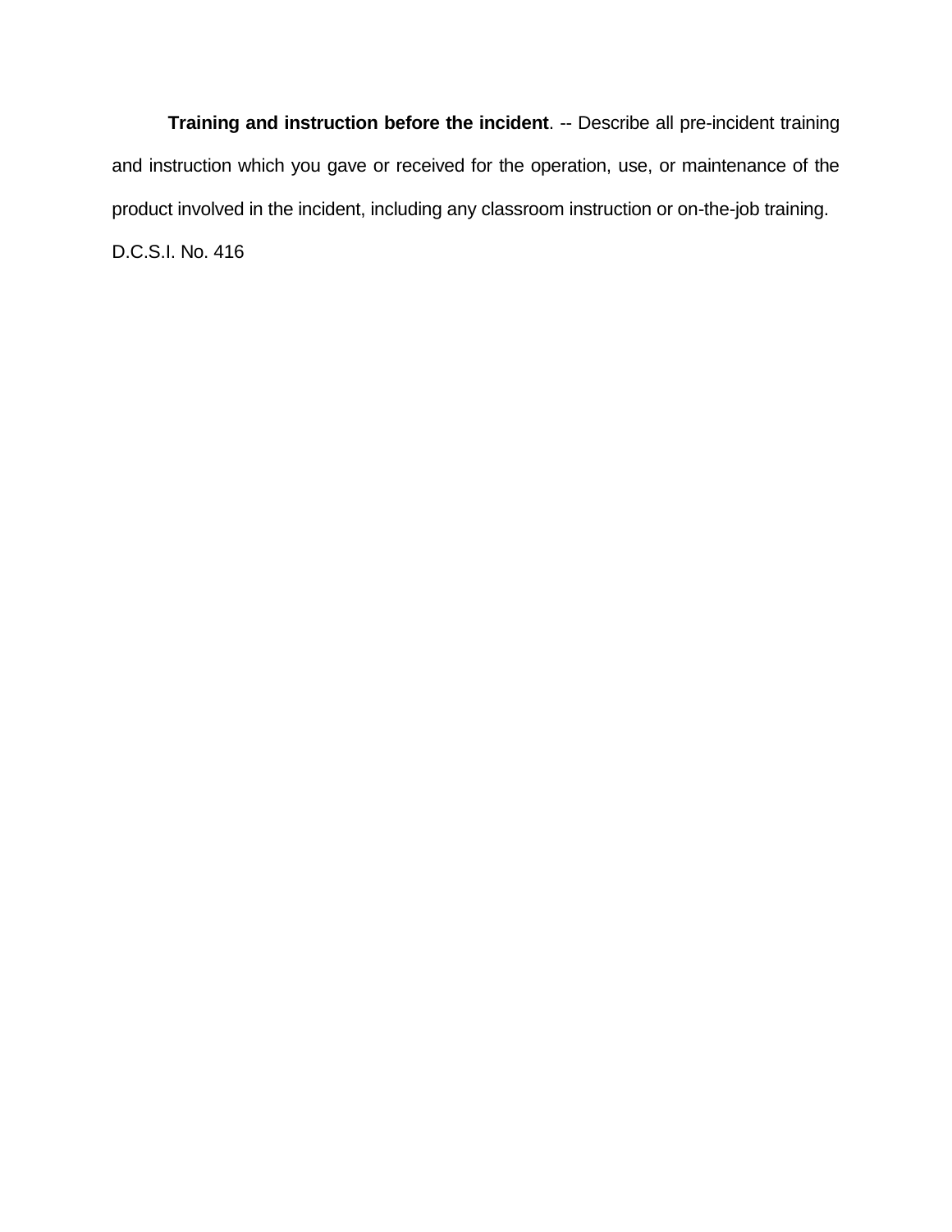**Training and instruction before the incident**. -- Describe all pre-incident training and instruction which you gave or received for the operation, use, or maintenance of the product involved in the incident, including any classroom instruction or on-the-job training.

D.C.S.I. No. 416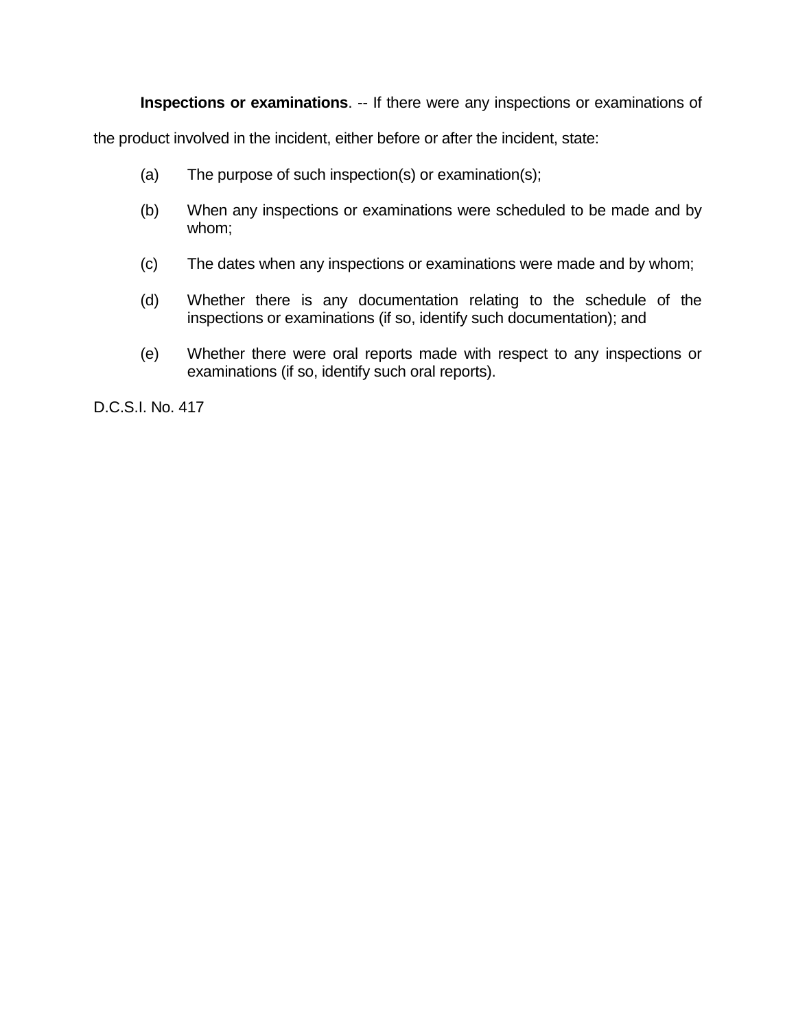**Inspections or examinations**. -- If there were any inspections or examinations of the product involved in the incident, either before or after the incident, state:

(a) The purpose of such inspection(s) or examination(s);

(b) When any inspections or examinations were scheduled to be made and by whom;

(c) The dates when any inspections or examinations were made and by whom;

(d) Whether there is any documentation relating to the schedule of the inspections or examinations (if so, identify such documentation); and

(e) Whether there were oral reports made with respect to any inspections or examinations (if so, identify such oral reports).

D.C.S.I. No. 417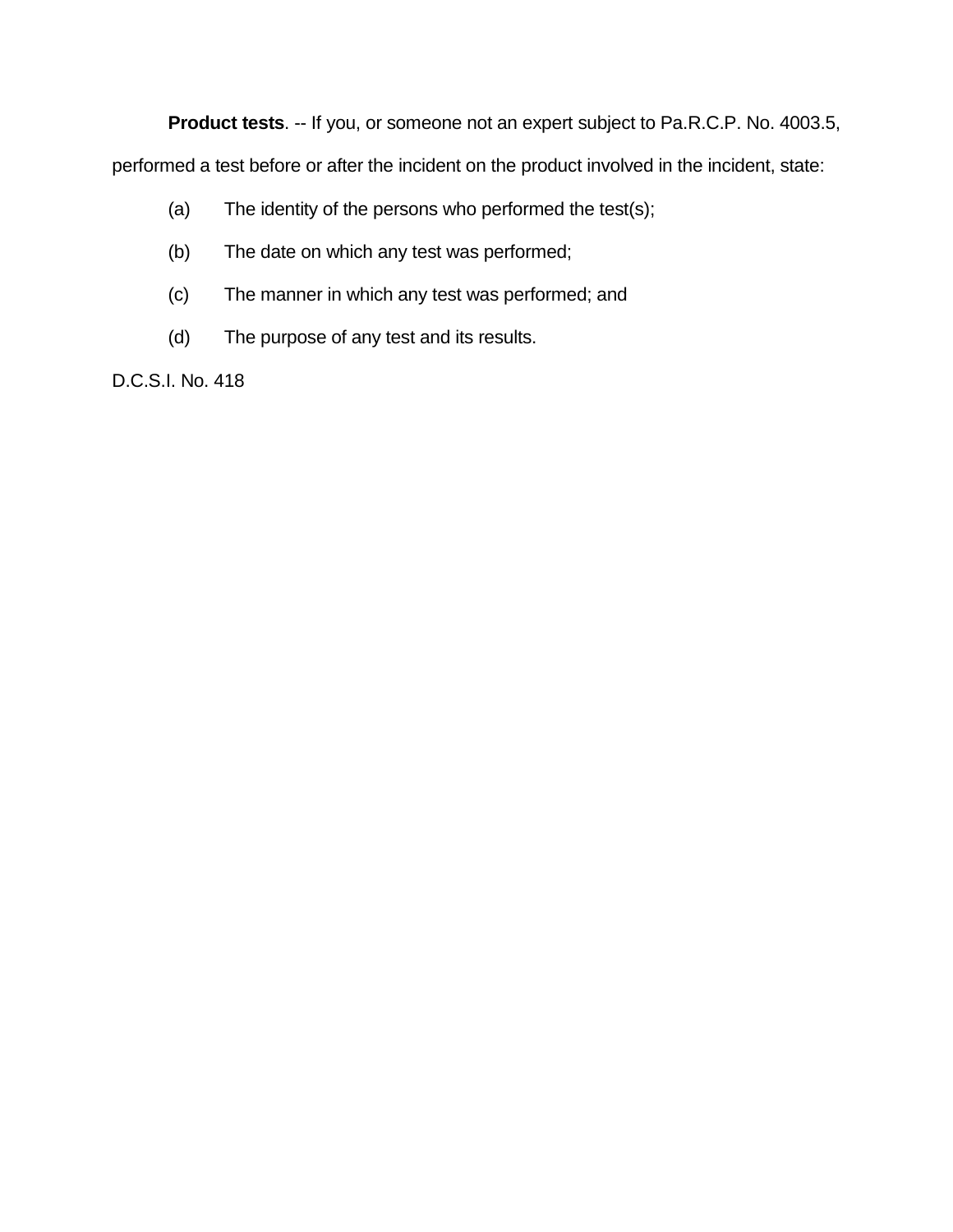**Product tests**. -- If you, or someone not an expert subject to Pa.R.C.P. No. 4003.5, performed a test before or after the incident on the product involved in the incident, state:

(a) The identity of the persons who performed the test(s);

(b) The date on which any test was performed;

(c) The manner in which any test was performed; and

(d) The purpose of any test and its results.

D.C.S.I. No. 418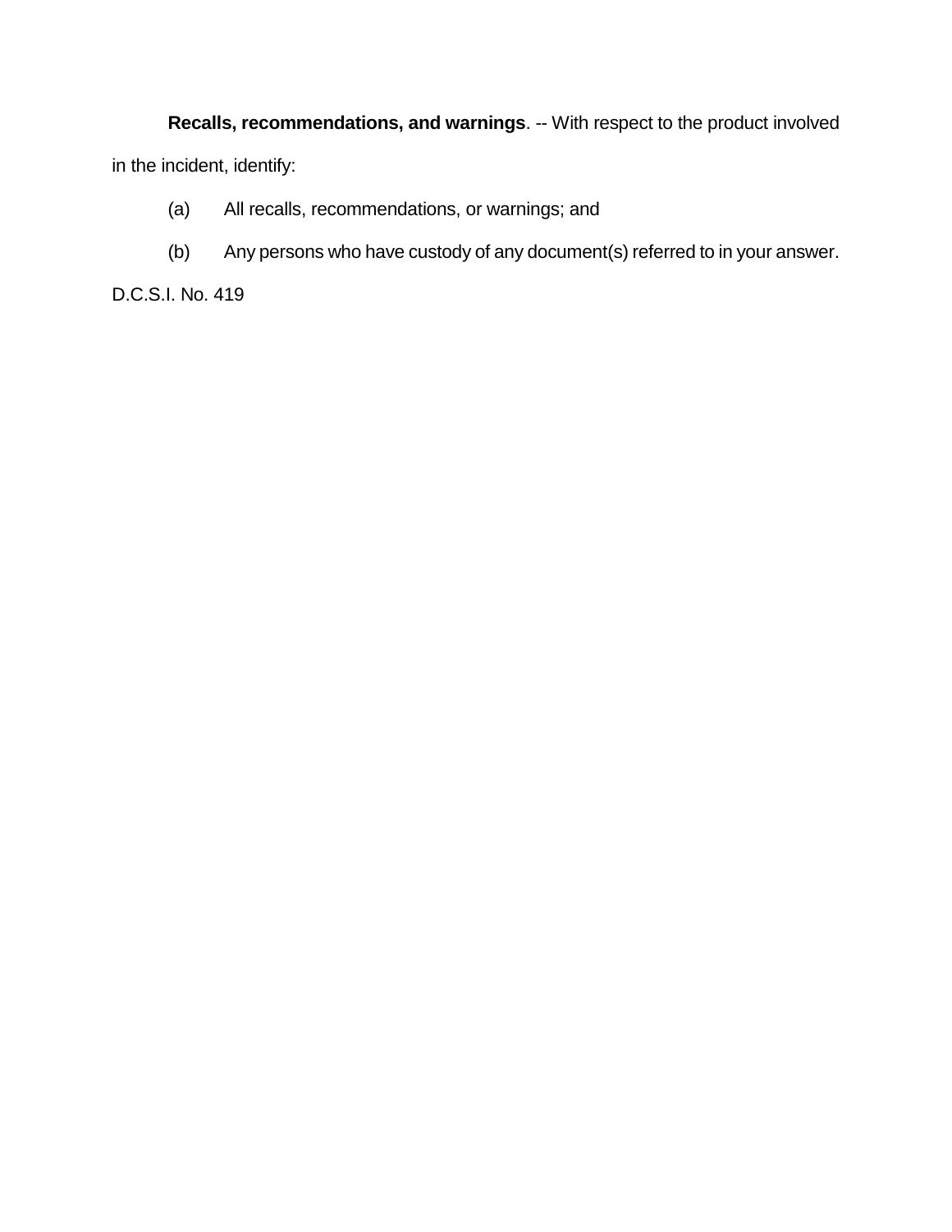**Recalls, recommendations, and warnings**. -- With respect to the product involved in the incident, identify:

(a) All recalls, recommendations, or warnings; and

(b) Any persons who have custody of any document(s) referred to in your answer.

D.C.S.I. No. 419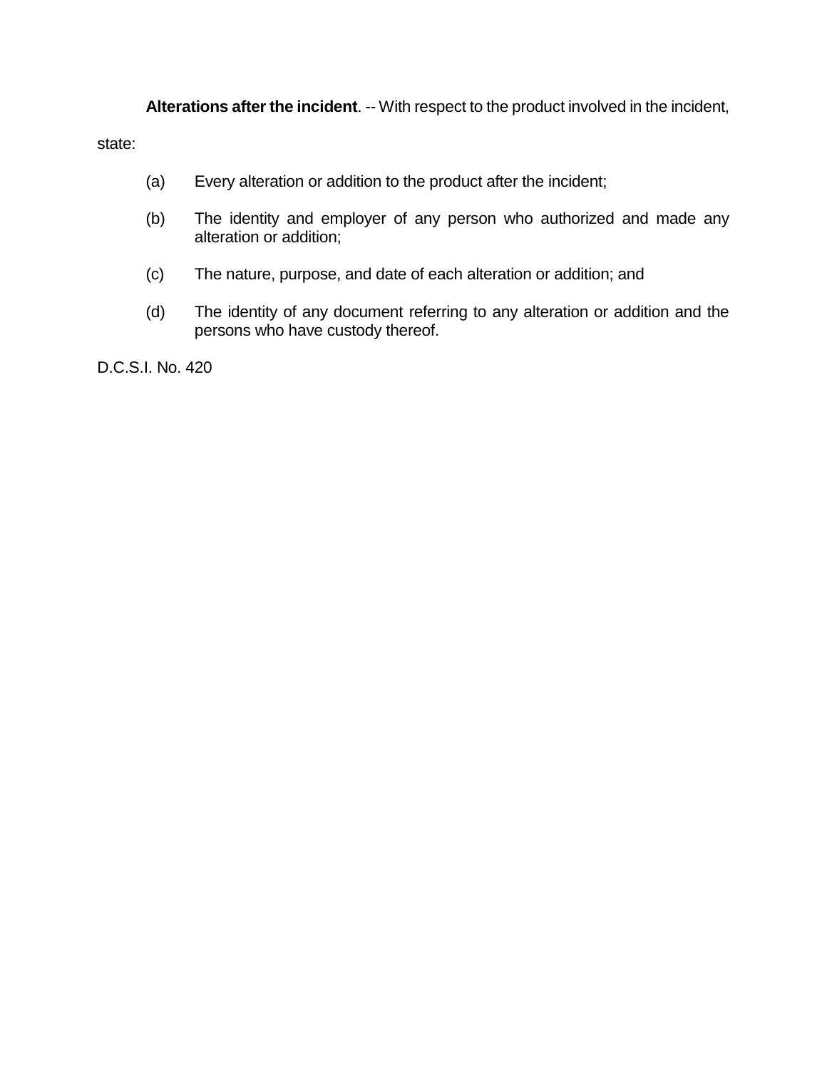**Alterations after the incident**. -- With respect to the product involved in the incident, state:

(a) Every alteration or addition to the product after the incident;

(b) The identity and employer of any person who authorized and made any alteration or addition;

(c) The nature, purpose, and date of each alteration or addition; and

(d) The identity of any document referring to any alteration or addition and the persons who have custody thereof.

D.C.S.I. No. 420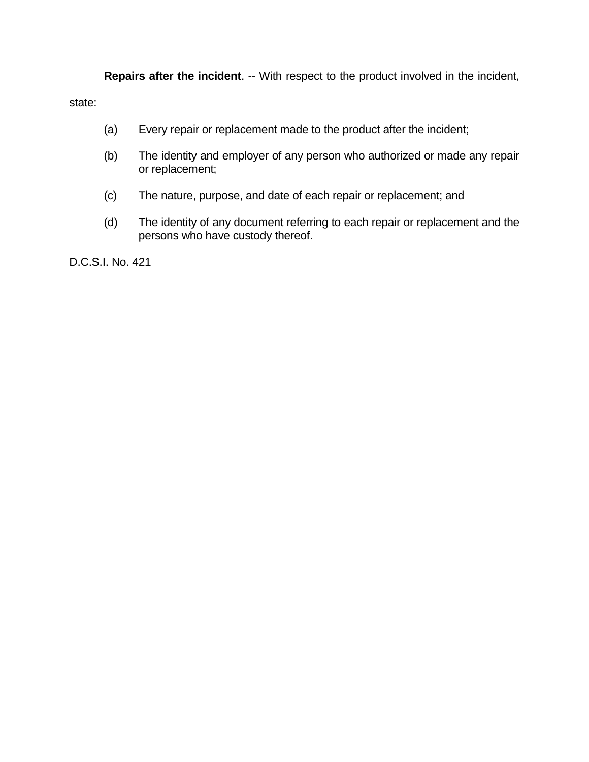**Repairs after the incident**. -- With respect to the product involved in the incident, state:

(a) Every repair or replacement made to the product after the incident;

(b) The identity and employer of any person who authorized or made any repair or replacement;

(c) The nature, purpose, and date of each repair or replacement; and

(d) The identity of any document referring to each repair or replacement and the persons who have custody thereof.

D.C.S.I. No. 421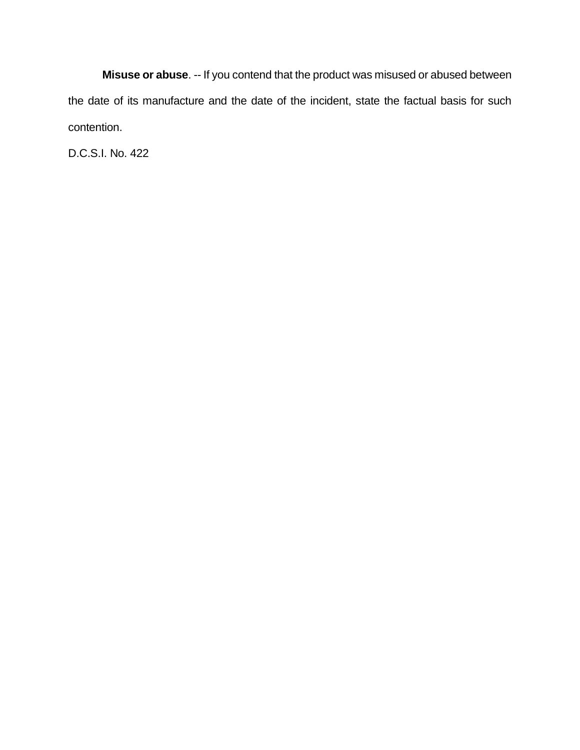**Misuse or abuse**. -- If you contend that the product was misused or abused between the date of its manufacture and the date of the incident, state the factual basis for such contention.

D.C.S.I. No. 422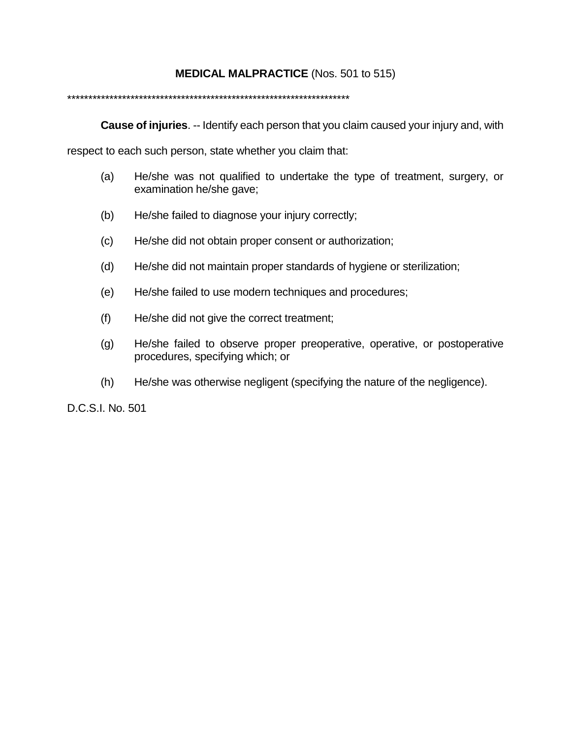## **MEDICAL MALPRACTICE** (Nos. 501 to 515)

*********************************************************************

**Cause of injuries**. -- Identify each person that you claim caused your injury and, with respect to each such person, state whether you claim that:

(a) He/she was not qualified to undertake the type of treatment, surgery, or examination he/she gave;

(b) He/she failed to diagnose your injury correctly;

(c) He/she did not obtain proper consent or authorization;

(d) He/she did not maintain proper standards of hygiene or sterilization;

(e) He/she failed to use modern techniques and procedures;

(f) He/she did not give the correct treatment;

(g) He/she failed to observe proper preoperative, operative, or postoperative procedures, specifying which; or

(h) He/she was otherwise negligent (specifying the nature of the negligence).

D.C.S.I. No. 501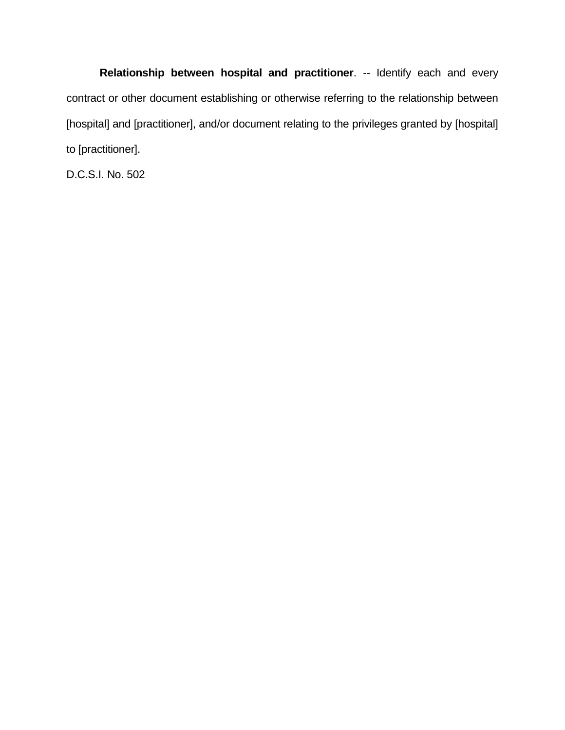**Relationship between hospital and practitioner**. -- Identify each and every contract or other document establishing or otherwise referring to the relationship between [hospital] and [practitioner], and/or document relating to the privileges granted by [hospital] to [practitioner].

D.C.S.I. No. 502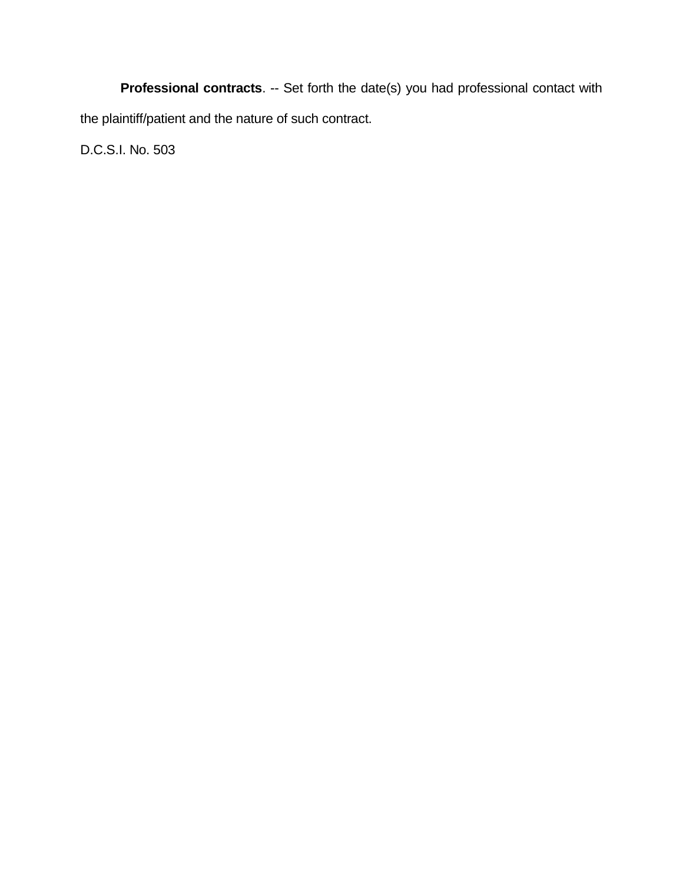**Professional contracts**. -- Set forth the date(s) you had professional contact with the plaintiff/patient and the nature of such contract.

D.C.S.I. No. 503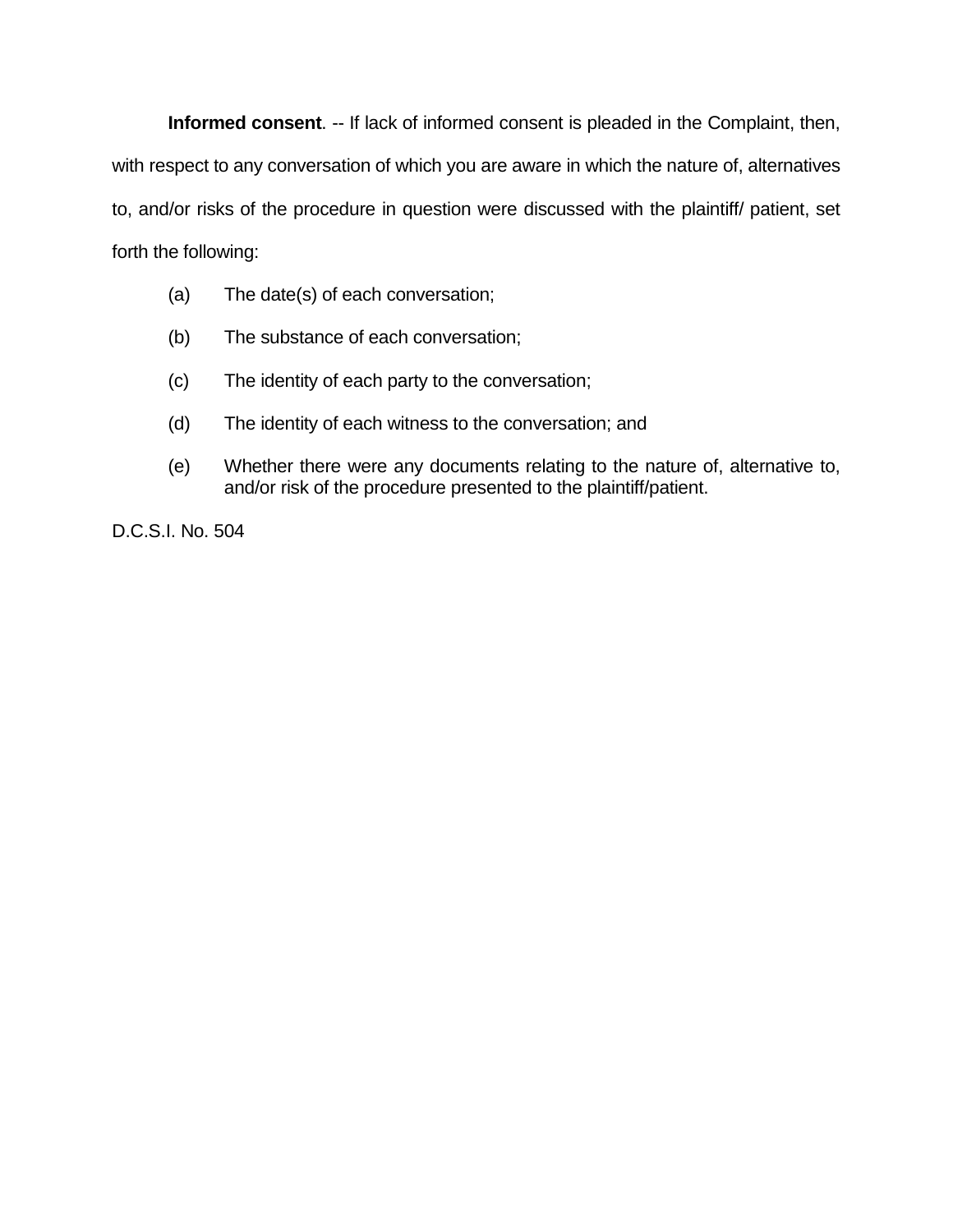**Informed consent**. -- If lack of informed consent is pleaded in the Complaint, then, with respect to any conversation of which you are aware in which the nature of, alternatives to, and/or risks of the procedure in question were discussed with the plaintiff/ patient, set forth the following:

(a) The date(s) of each conversation;

(b) The substance of each conversation;

(c) The identity of each party to the conversation;

(d) The identity of each witness to the conversation; and

(e) Whether there were any documents relating to the nature of, alternative to, and/or risk of the procedure presented to the plaintiff/patient.

D.C.S.I. No. 504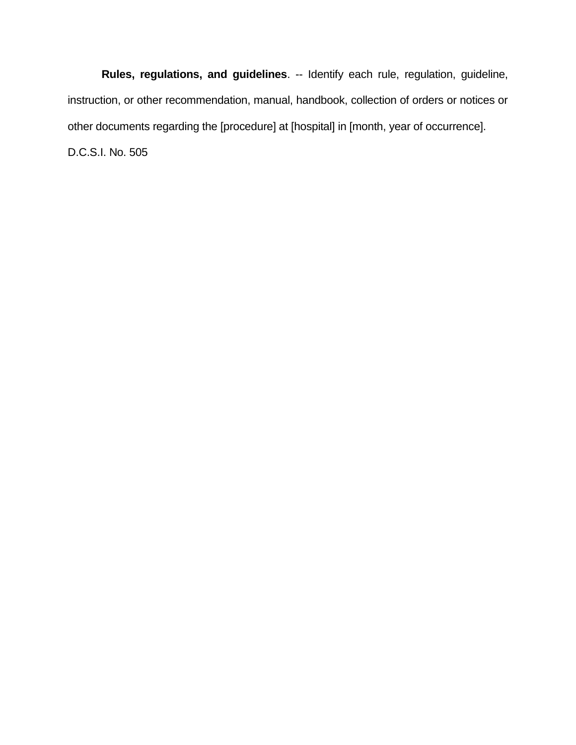**Rules, regulations, and guidelines**. -- Identify each rule, regulation, guideline, instruction, or other recommendation, manual, handbook, collection of orders or notices or other documents regarding the [procedure] at [hospital] in [month, year of occurrence].

D.C.S.I. No. 505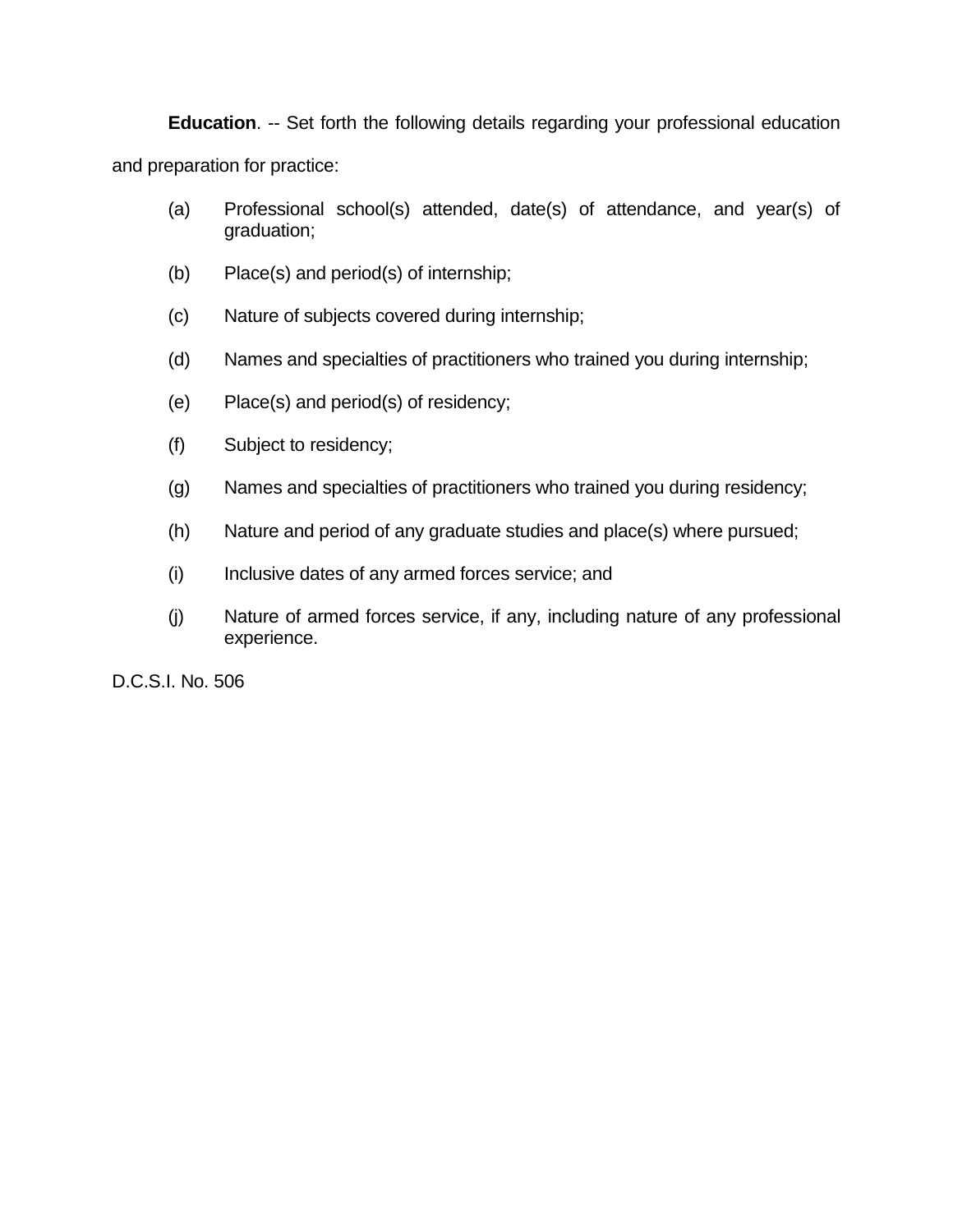**Education**. -- Set forth the following details regarding your professional education and preparation for practice:

(a) Professional school(s) attended, date(s) of attendance, and year(s) of graduation;

(b) Place(s) and period(s) of internship;

(c) Nature of subjects covered during internship;

(d) Names and specialties of practitioners who trained you during internship;

(e) Place(s) and period(s) of residency;

(f) Subject to residency;

(g) Names and specialties of practitioners who trained you during residency;

(h) Nature and period of any graduate studies and place(s) where pursued;

(i) Inclusive dates of any armed forces service; and

(j) Nature of armed forces service, if any, including nature of any professional experience.

D.C.S.I. No. 506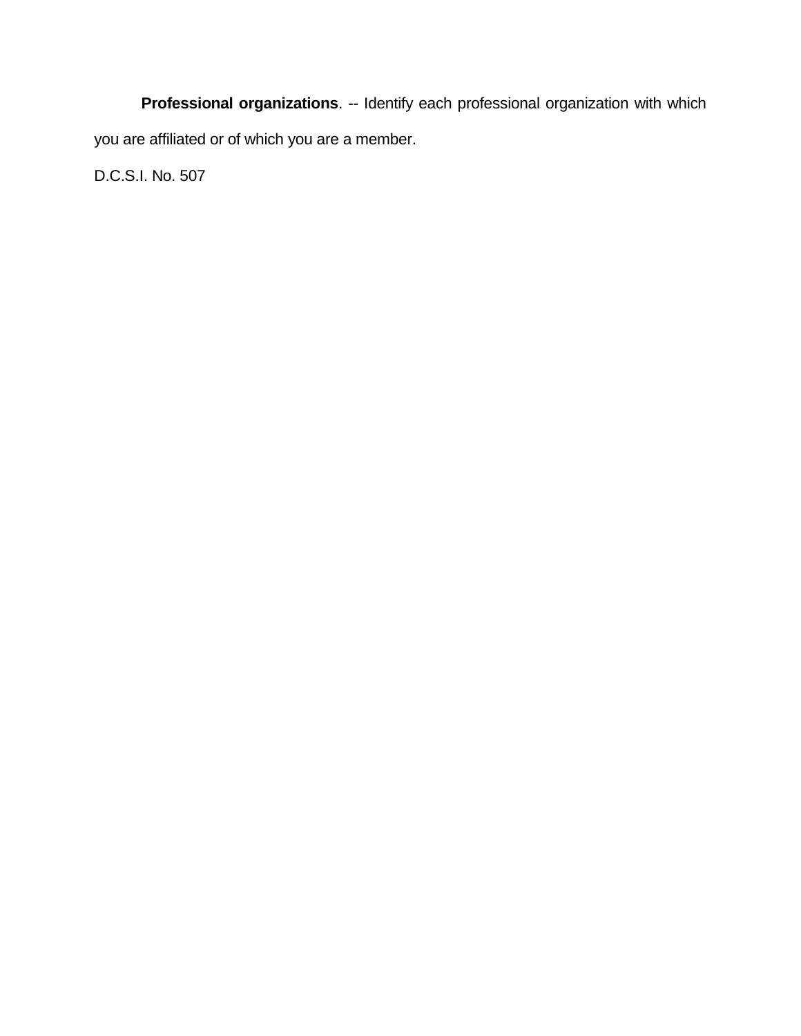**Professional organizations**. -- Identify each professional organization with which you are affiliated or of which you are a member.

D.C.S.I. No. 507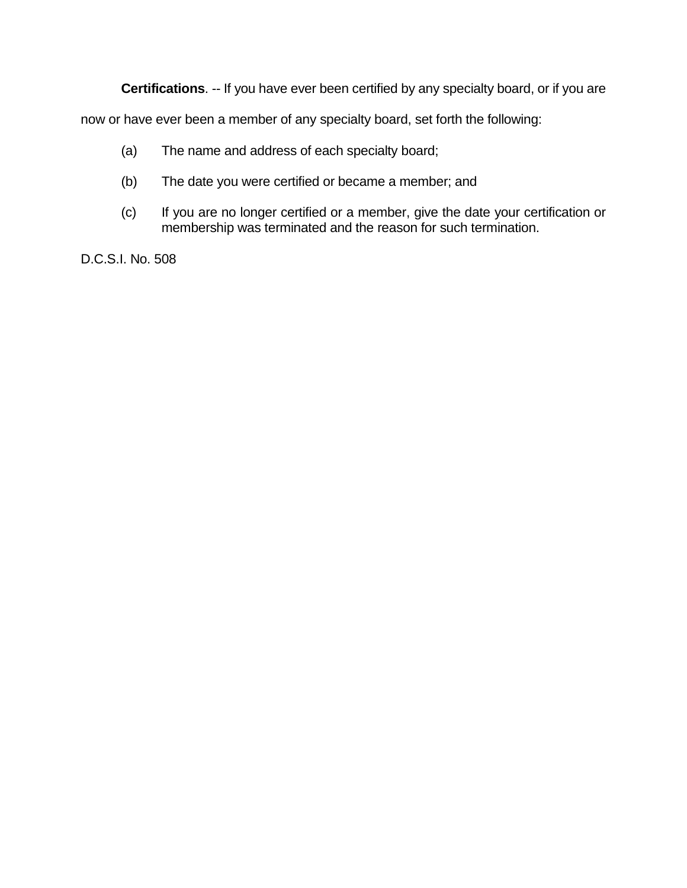**Certifications**. -- If you have ever been certified by any specialty board, or if you are now or have ever been a member of any specialty board, set forth the following:

(a) The name and address of each specialty board;

(b) The date you were certified or became a member; and

(c) If you are no longer certified or a member, give the date your certification or membership was terminated and the reason for such termination.

D.C.S.I. No. 508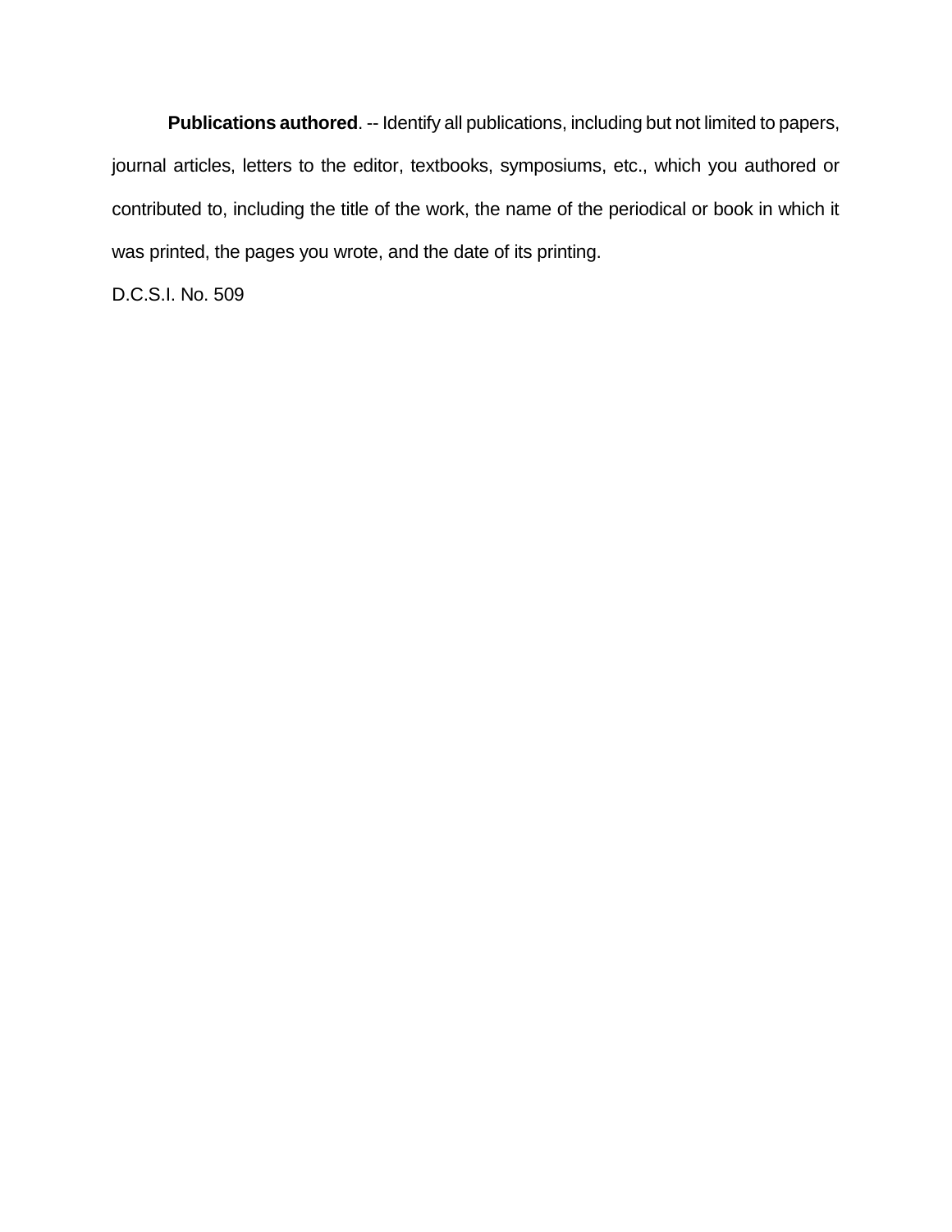**Publications authored**. -- Identify all publications, including but not limited to papers, journal articles, letters to the editor, textbooks, symposiums, etc., which you authored or contributed to, including the title of the work, the name of the periodical or book in which it was printed, the pages you wrote, and the date of its printing.

D.C.S.I. No. 509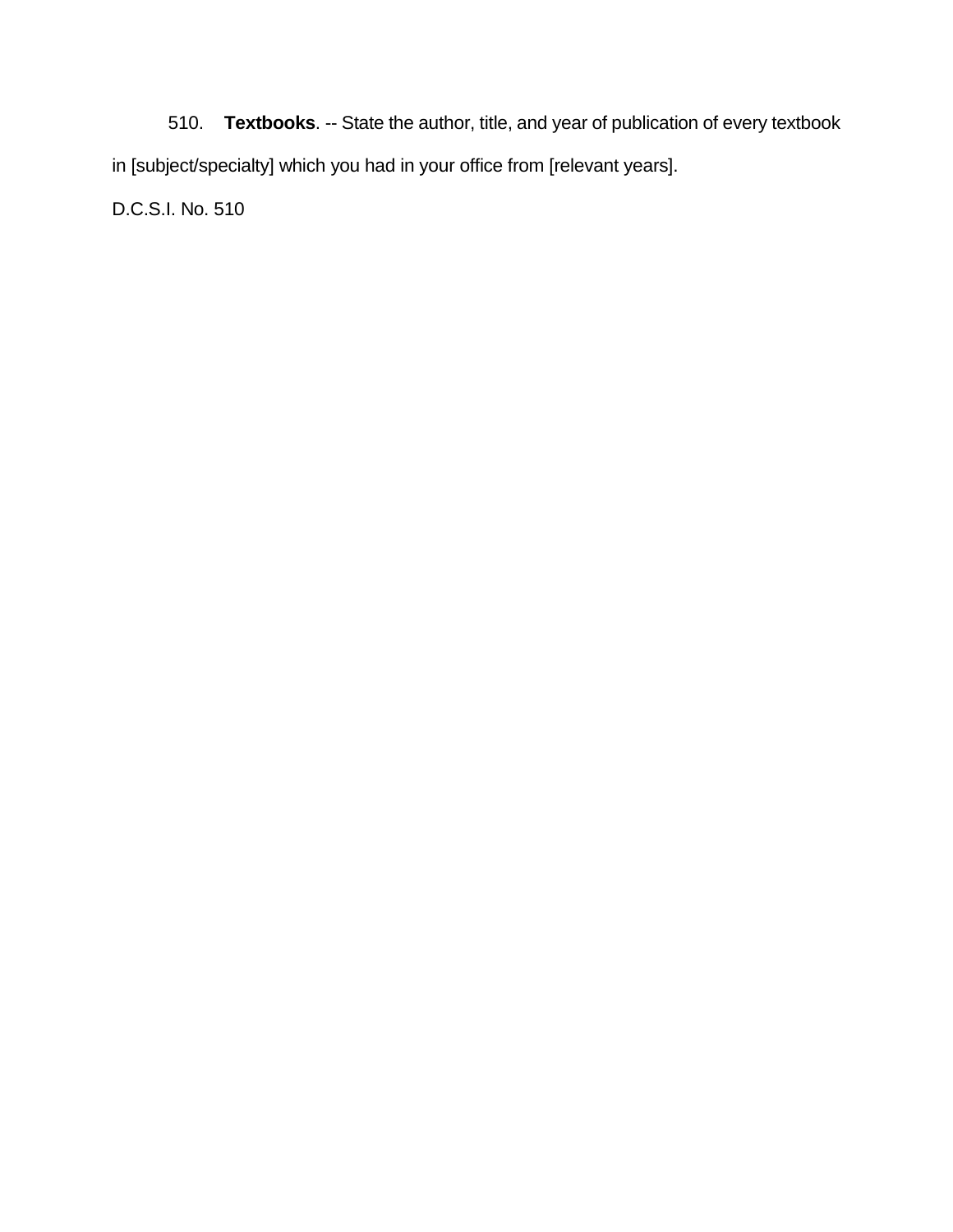510. **Textbooks**. -- State the author, title, and year of publication of every textbook in [subject/specialty] which you had in your office from [relevant years].

D.C.S.I. No. 510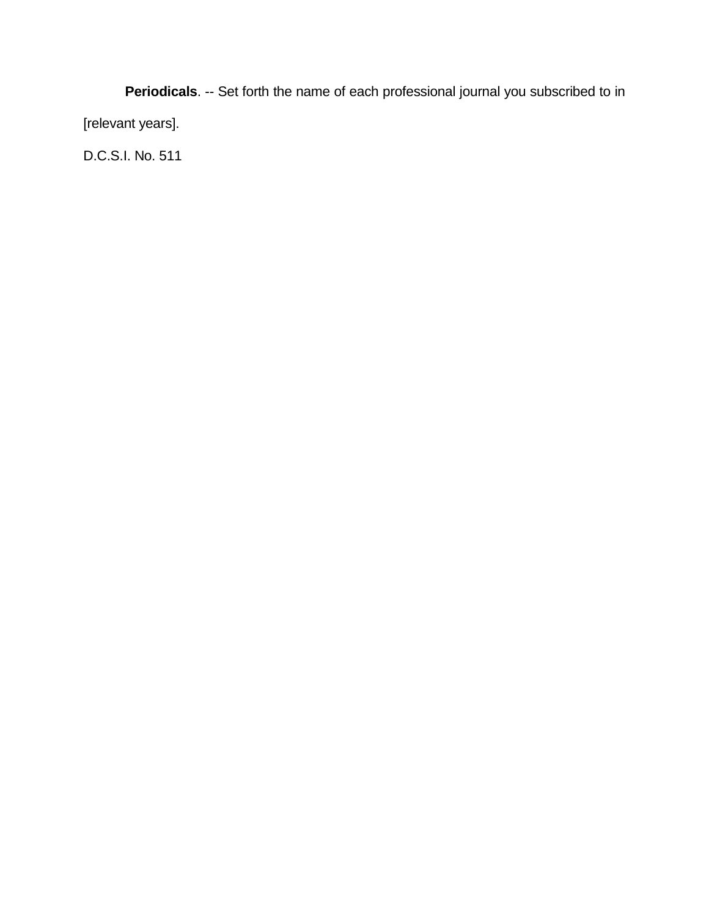**Periodicals**. -- Set forth the name of each professional journal you subscribed to in [relevant years].

D.C.S.I. No. 511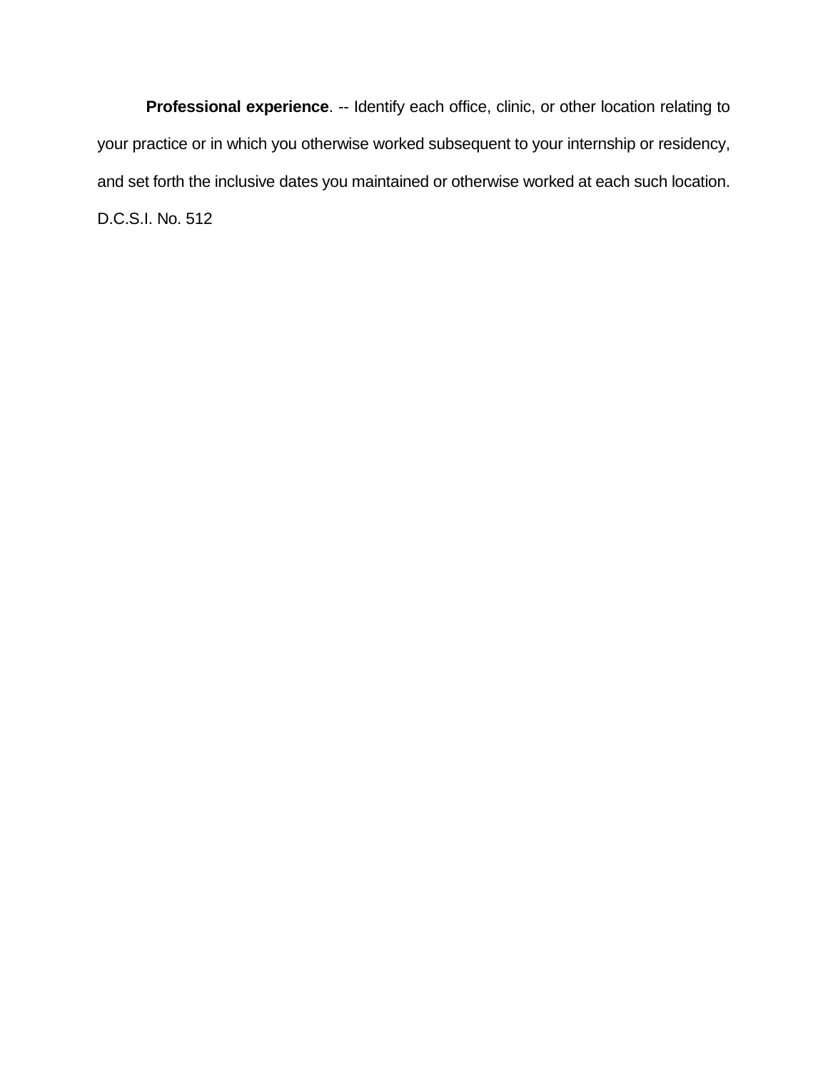**Professional experience**. -- Identify each office, clinic, or other location relating to your practice or in which you otherwise worked subsequent to your internship or residency, and set forth the inclusive dates you maintained or otherwise worked at each such location. D.C.S.I. No. 512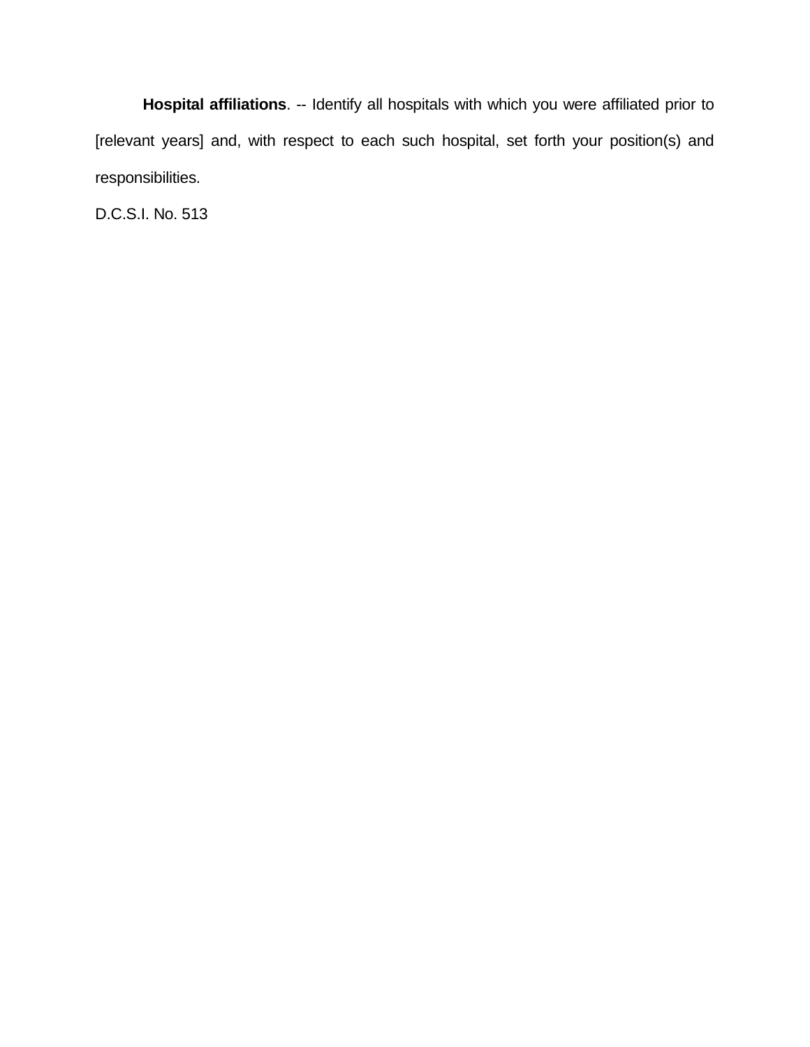**Hospital affiliations**. -- Identify all hospitals with which you were affiliated prior to [relevant years] and, with respect to each such hospital, set forth your position(s) and responsibilities.

D.C.S.I. No. 513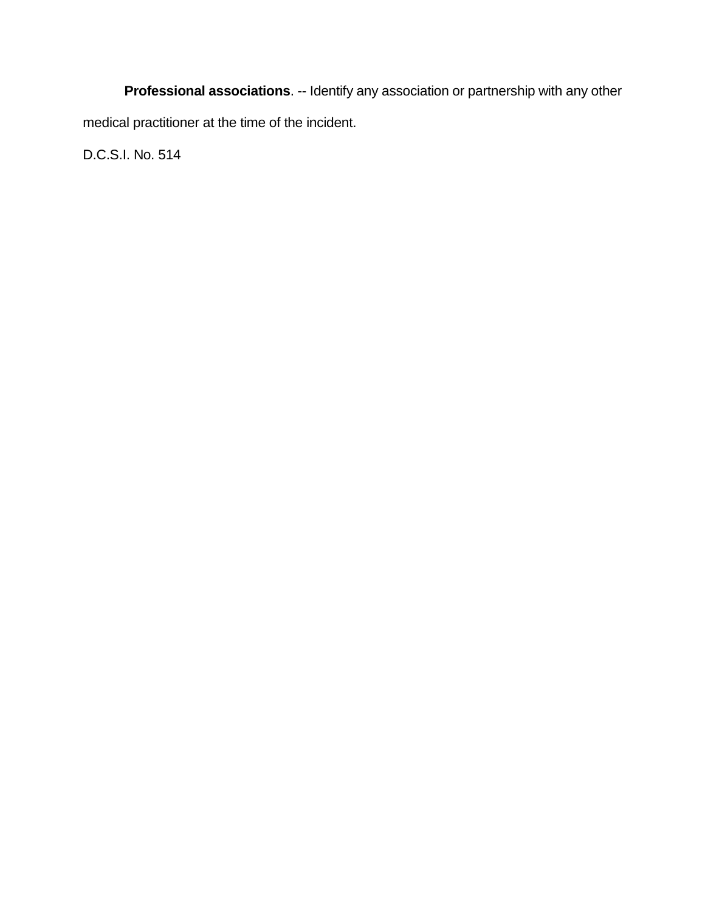**Professional associations**. -- Identify any association or partnership with any other medical practitioner at the time of the incident.

D.C.S.I. No. 514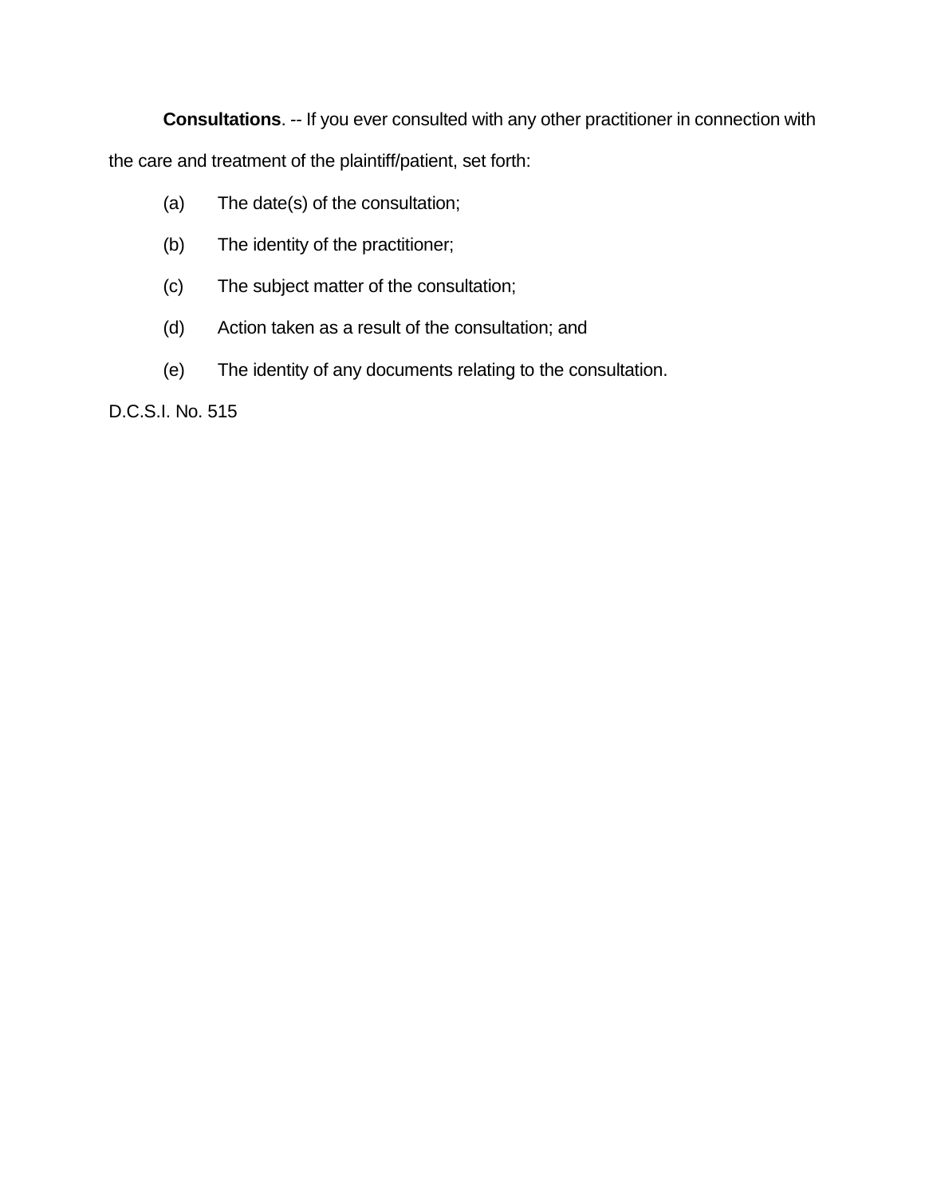**Consultations**. -- If you ever consulted with any other practitioner in connection with the care and treatment of the plaintiff/patient, set forth:

(a) The date(s) of the consultation;

(b) The identity of the practitioner;

(c) The subject matter of the consultation;

(d) Action taken as a result of the consultation; and

(e) The identity of any documents relating to the consultation.

D.C.S.I. No. 515